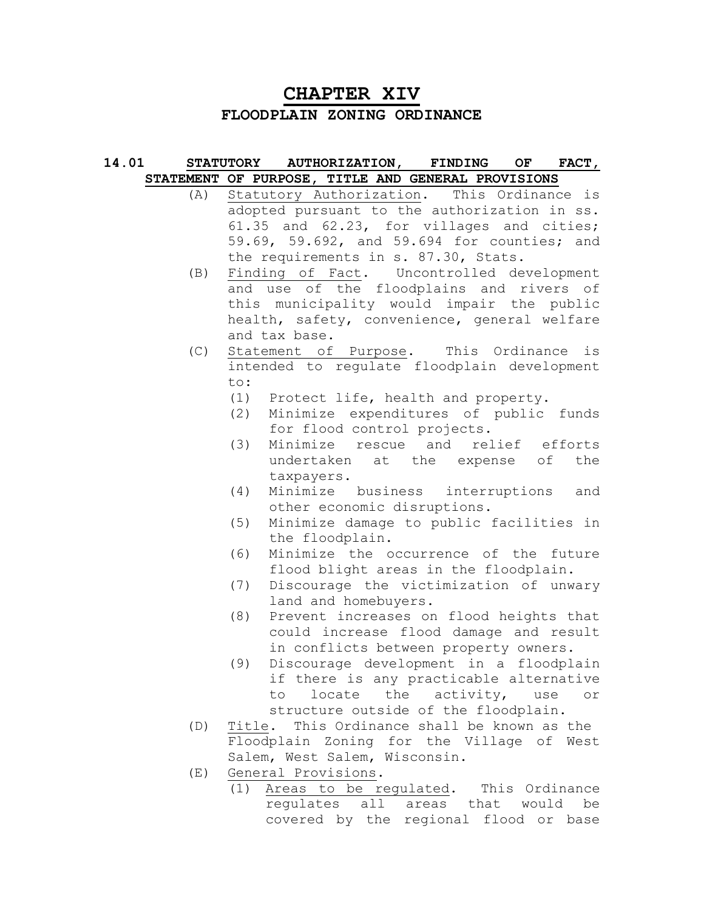# CHAPTER XIV

## FLOODPLAIN ZONING ORDINANCE

### 14.01 STATUTORY AUTHORIZATION, FINDING OF FACT, STATEMENT OF PURPOSE, TITLE AND GENERAL PROVISIONS

(A) Statutory Authorization. This Ordinance is adopted pursuant to the authorization in ss. 61.35 and 62.23, for villages and cities; 59.69, 59.692, and 59.694 for counties; and the requirements in s. 87.30, Stats.

(B) Finding of Fact. Uncontrolled development and use of the floodplains and rivers of this municipality would impair the public health, safety, convenience, general welfare and tax base.

(C) Statement of Purpose. This Ordinance is intended to regulate floodplain development to:

(1) Protect life, health and property.
(2) Minimize expenditures of public funds for flood control projects.
(3) Minimize rescue and relief efforts undertaken at the expense of the taxpayers.
(4) Minimize business interruptions and other economic disruptions.
(5) Minimize damage to public facilities in the floodplain.
(6) Minimize the occurrence of the future flood blight areas in the floodplain.
(7) Discourage the victimization of unwary land and homebuyers.
(8) Prevent increases on flood heights that could increase flood damage and result in conflicts between property owners.
(9) Discourage development in a floodplain if there is any practicable alternative to locate the activity, use or structure outside of the floodplain.

(D) Title. This Ordinance shall be known as the Floodplain Zoning for the Village of West Salem, West Salem, Wisconsin.

(E) General Provisions.

(1) Areas to be regulated. This Ordinance regulates all areas that would be covered by the regional flood or base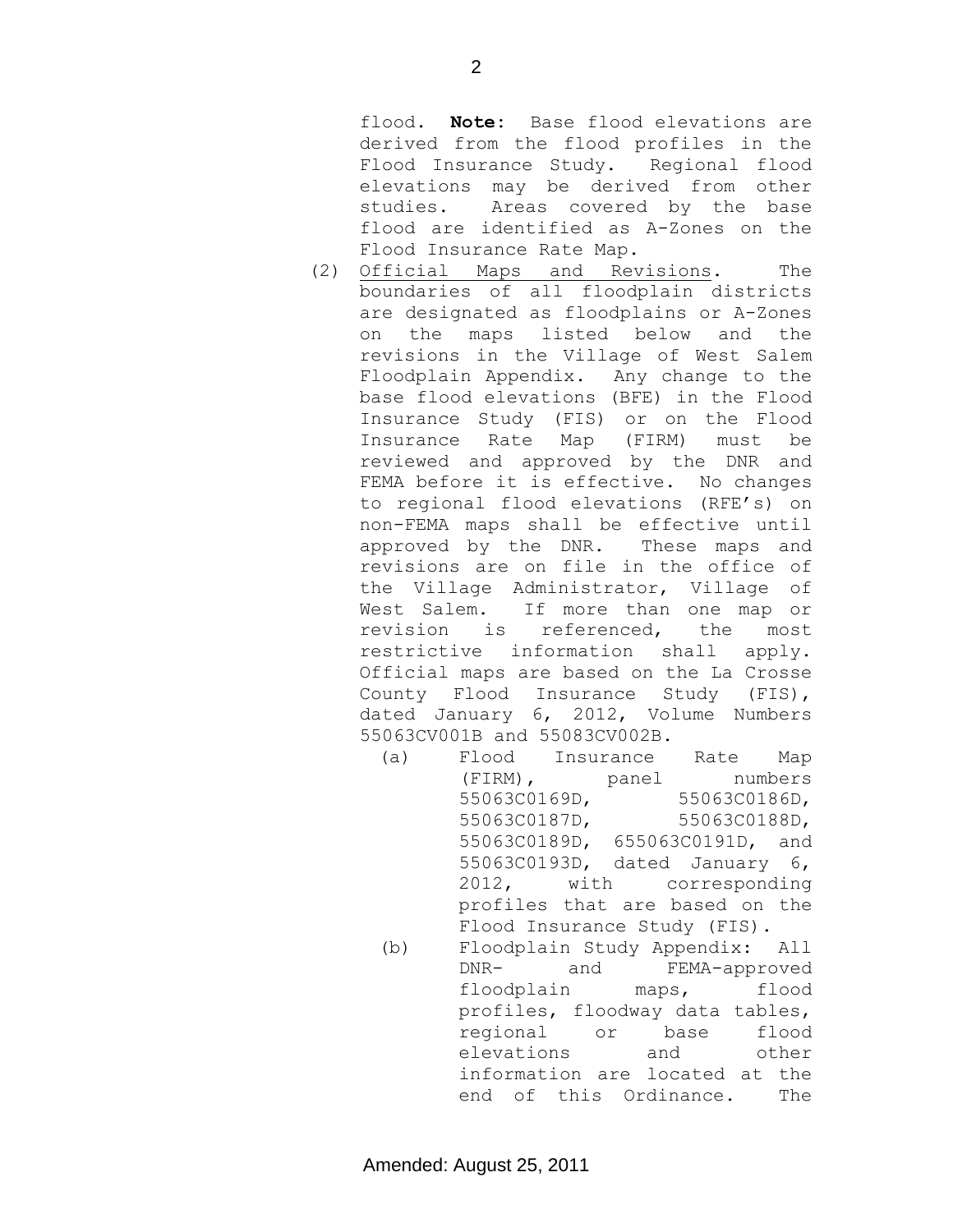flood. **Note:** Base flood elevations are derived from the flood profiles in the Flood Insurance Study. Regional flood elevations may be derived from other studies. Areas covered by the base flood are identified as A-Zones on the Flood Insurance Rate Map.

(2) Official Maps and Revisions. The boundaries of all floodplain districts are designated as floodplains or A-Zones on the maps listed below and the revisions in the Village of West Salem Floodplain Appendix. Any change to the base flood elevations (BFE) in the Flood Insurance Study (FIS) or on the Flood Insurance Rate Map (FIRM) must be reviewed and approved by the DNR and FEMA before it is effective. No changes to regional flood elevations (RFE's) on non-FEMA maps shall be effective until approved by the DNR. These maps and revisions are on file in the office of the Village Administrator, Village of West Salem. If more than one map or revision is referenced, the most restrictive information shall apply. Official maps are based on the La Crosse County Flood Insurance Study (FIS), dated January 6, 2012, Volume Numbers 55063CV001B and 55083CV002B.

   (a) Flood Insurance Rate Map (FIRM), panel numbers 55063C0169D, 55063C0186D, 55063C0187D, 55063C0188D, 55063C0189D, 655063C0191D, and 55063C0193D, dated January 6, 2012, with corresponding profiles that are based on the Flood Insurance Study (FIS).

   (b) Floodplain Study Appendix: All DNR- and FEMA-approved floodplain maps, flood profiles, floodway data tables, regional or base flood elevations and other information are located at the end of this Ordinance. The

Amended: August 25, 2011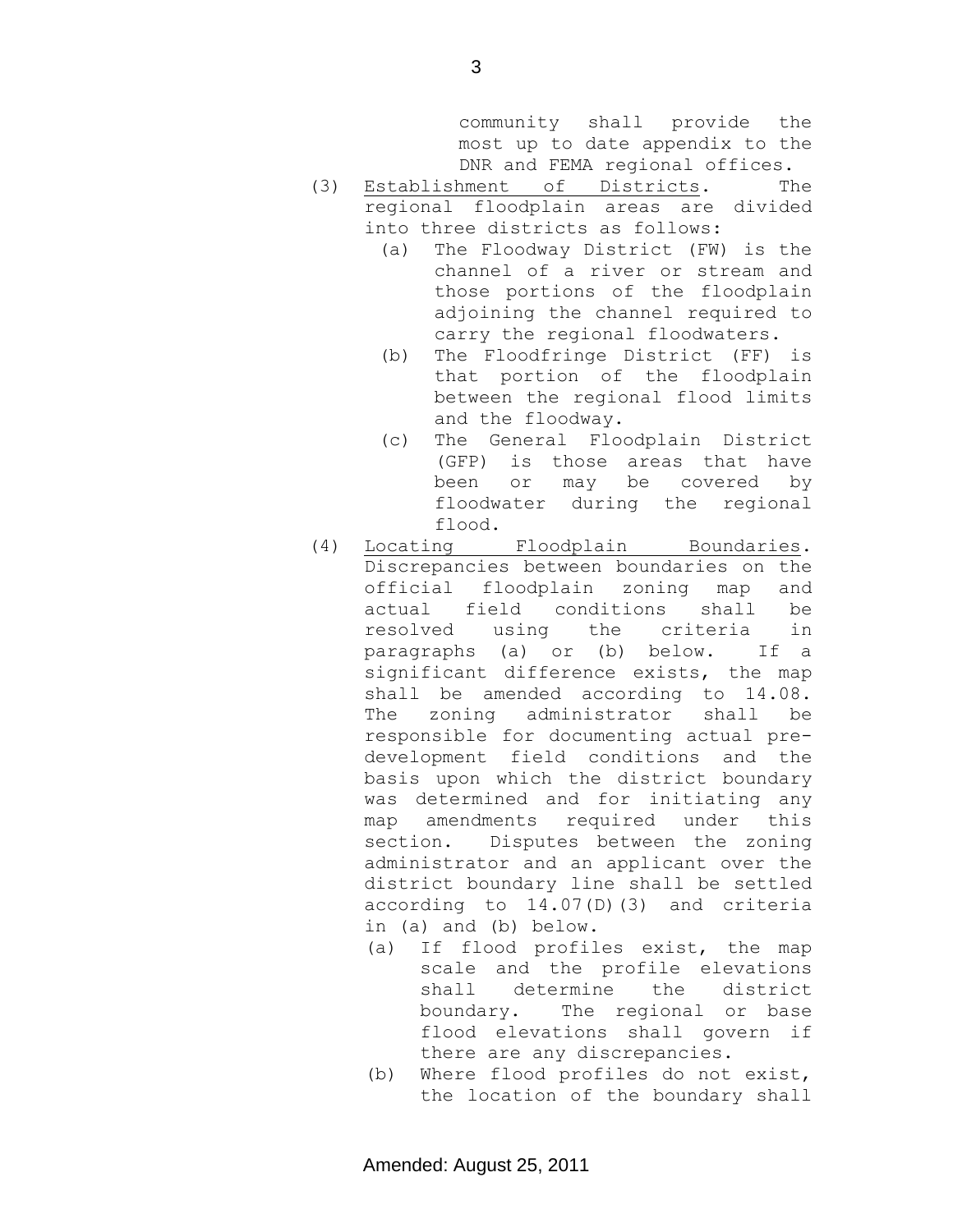community shall provide the most up to date appendix to the DNR and FEMA regional offices.

(3) <u>Establishment of Districts</u>. The regional floodplain areas are divided into three districts as follows:

  (a) The Floodway District (FW) is the channel of a river or stream and those portions of the floodplain adjoining the channel required to carry the regional floodwaters.

  (b) The Floodfringe District (FF) is that portion of the floodplain between the regional flood limits and the floodway.

  (c) The General Floodplain District (GFP) is those areas that have been or may be covered by floodwater during the regional flood.

(4) <u>Locating Floodplain Boundaries</u>. Discrepancies between boundaries on the official floodplain zoning map and actual field conditions shall be resolved using the criteria in paragraphs (a) or (b) below. If a significant difference exists, the map shall be amended according to 14.08. The zoning administrator shall be responsible for documenting actual pre-development field conditions and the basis upon which the district boundary was determined and for initiating any map amendments required under this section. Disputes between the zoning administrator and an applicant over the district boundary line shall be settled according to 14.07(D)(3) and criteria in (a) and (b) below.

  (a) If flood profiles exist, the map scale and the profile elevations shall determine the district boundary. The regional or base flood elevations shall govern if there are any discrepancies.

  (b) Where flood profiles do not exist, the location of the boundary shall

Amended: August 25, 2011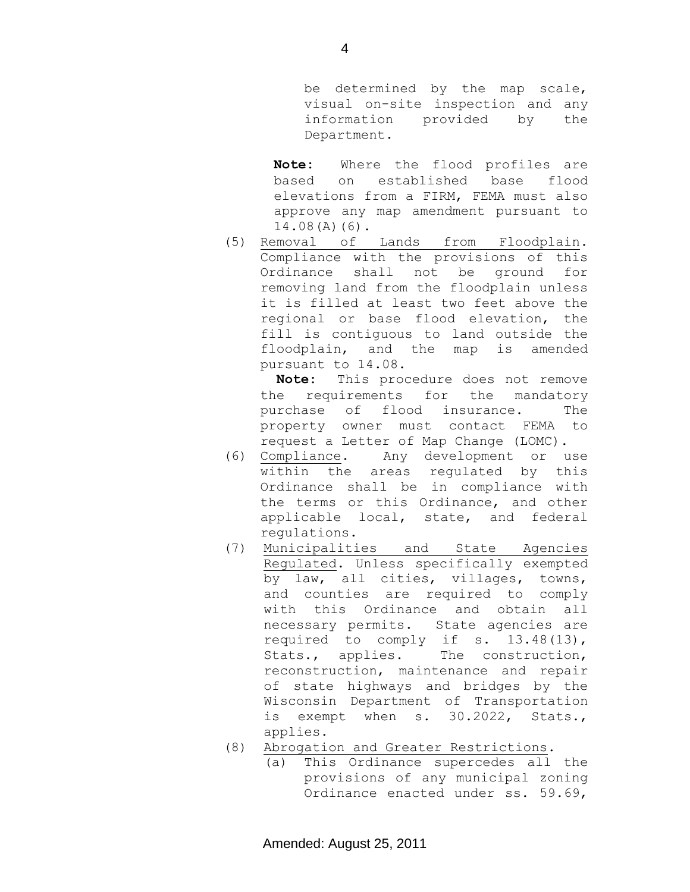be determined by the map scale, visual on-site inspection and any information provided by the Department.

**Note:** Where the flood profiles are based on established base flood elevations from a FIRM, FEMA must also approve any map amendment pursuant to 14.08(A)(6).

(5) Removal of Lands from Floodplain. Compliance with the provisions of this Ordinance shall not be ground for removing land from the floodplain unless it is filled at least two feet above the regional or base flood elevation, the fill is contiguous to land outside the floodplain, and the map is amended pursuant to 14.08.

**Note:** This procedure does not remove the requirements for the mandatory purchase of flood insurance. The property owner must contact FEMA to request a Letter of Map Change (LOMC).

(6) Compliance. Any development or use within the areas regulated by this Ordinance shall be in compliance with the terms or this Ordinance, and other applicable local, state, and federal regulations.

(7) Municipalities and State Agencies Regulated. Unless specifically exempted by law, all cities, villages, towns, and counties are required to comply with this Ordinance and obtain all necessary permits. State agencies are required to comply if s. 13.48(13), Stats., applies. The construction, reconstruction, maintenance and repair of state highways and bridges by the Wisconsin Department of Transportation is exempt when s. 30.2022, Stats., applies.

(8) Abrogation and Greater Restrictions.
   (a) This Ordinance supercedes all the provisions of any municipal zoning Ordinance enacted under ss. 59.69,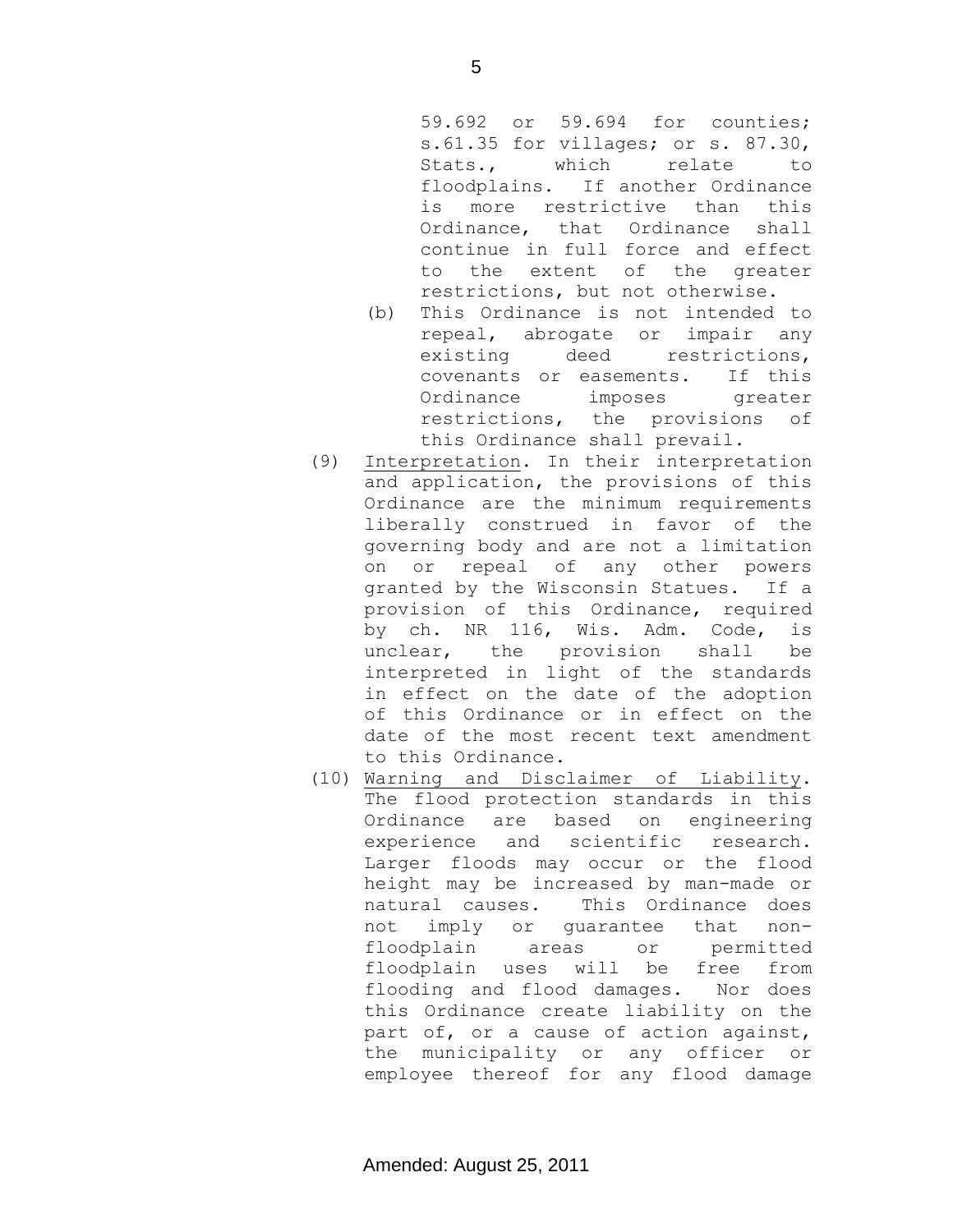59.692 or 59.694 for counties; s.61.35 for villages; or s. 87.30, Stats., which relate to floodplains. If another Ordinance is more restrictive than this Ordinance, that Ordinance shall continue in full force and effect to the extent of the greater restrictions, but not otherwise.

(b) This Ordinance is not intended to repeal, abrogate or impair any existing deed restrictions, covenants or easements. If this Ordinance imposes greater restrictions, the provisions of this Ordinance shall prevail.

(9) Interpretation. In their interpretation and application, the provisions of this Ordinance are the minimum requirements liberally construed in favor of the governing body and are not a limitation on or repeal of any other powers granted by the Wisconsin Statues. If a provision of this Ordinance, required by ch. NR 116, Wis. Adm. Code, is unclear, the provision shall be interpreted in light of the standards in effect on the date of the adoption of this Ordinance or in effect on the date of the most recent text amendment to this Ordinance.

(10) Warning and Disclaimer of Liability. The flood protection standards in this Ordinance are based on engineering experience and scientific research. Larger floods may occur or the flood height may be increased by man-made or natural causes. This Ordinance does not imply or guarantee that non-floodplain areas or permitted floodplain uses will be free from flooding and flood damages. Nor does this Ordinance create liability on the part of, or a cause of action against, the municipality or any officer or employee thereof for any flood damage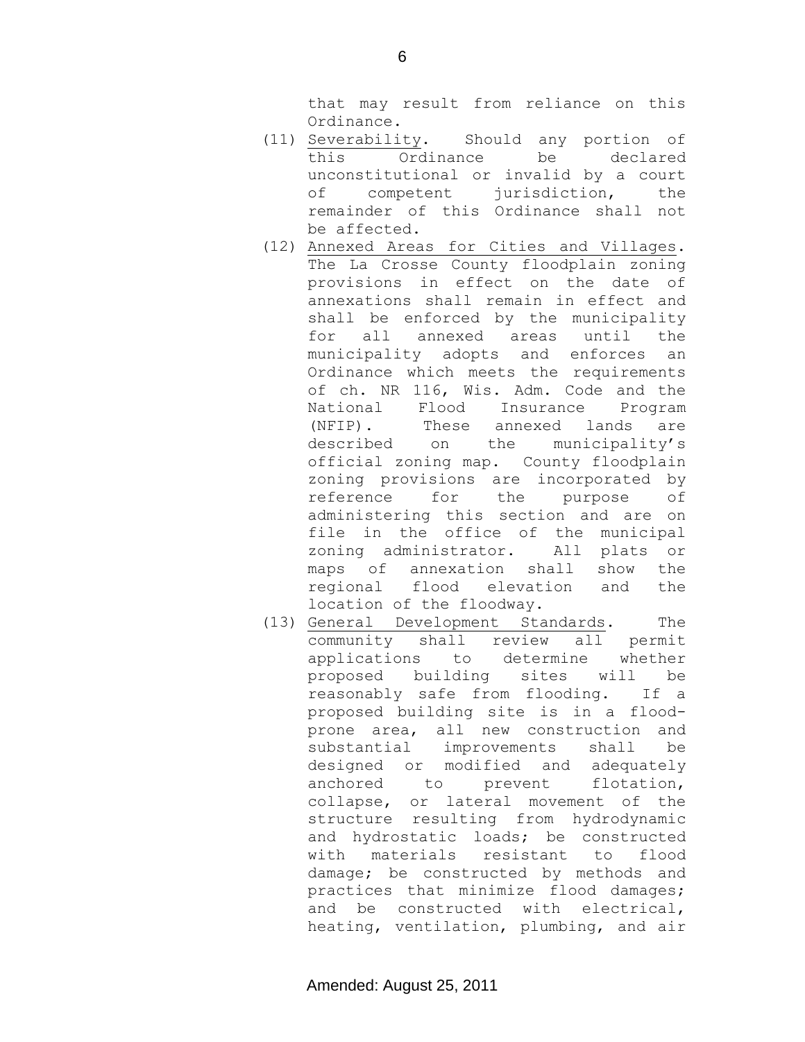that may result from reliance on this Ordinance.

(11) Severability. Should any portion of this Ordinance be declared unconstitutional or invalid by a court of competent jurisdiction, the remainder of this Ordinance shall not be affected.

(12) Annexed Areas for Cities and Villages. The La Crosse County floodplain zoning provisions in effect on the date of annexations shall remain in effect and shall be enforced by the municipality for all annexed areas until the municipality adopts and enforces an Ordinance which meets the requirements of ch. NR 116, Wis. Adm. Code and the National Flood Insurance Program (NFIP). These annexed lands are described on the municipality's official zoning map. County floodplain zoning provisions are incorporated by reference for the purpose of administering this section and are on file in the office of the municipal zoning administrator. All plats or maps of annexation shall show the regional flood elevation and the location of the floodway.

(13) General Development Standards. The community shall review all permit applications to determine whether proposed building sites will be reasonably safe from flooding. If a proposed building site is in a flood-prone area, all new construction and substantial improvements shall be designed or modified and adequately anchored to prevent flotation, collapse, or lateral movement of the structure resulting from hydrodynamic and hydrostatic loads; be constructed with materials resistant to flood damage; be constructed by methods and practices that minimize flood damages; and be constructed with electrical, heating, ventilation, plumbing, and air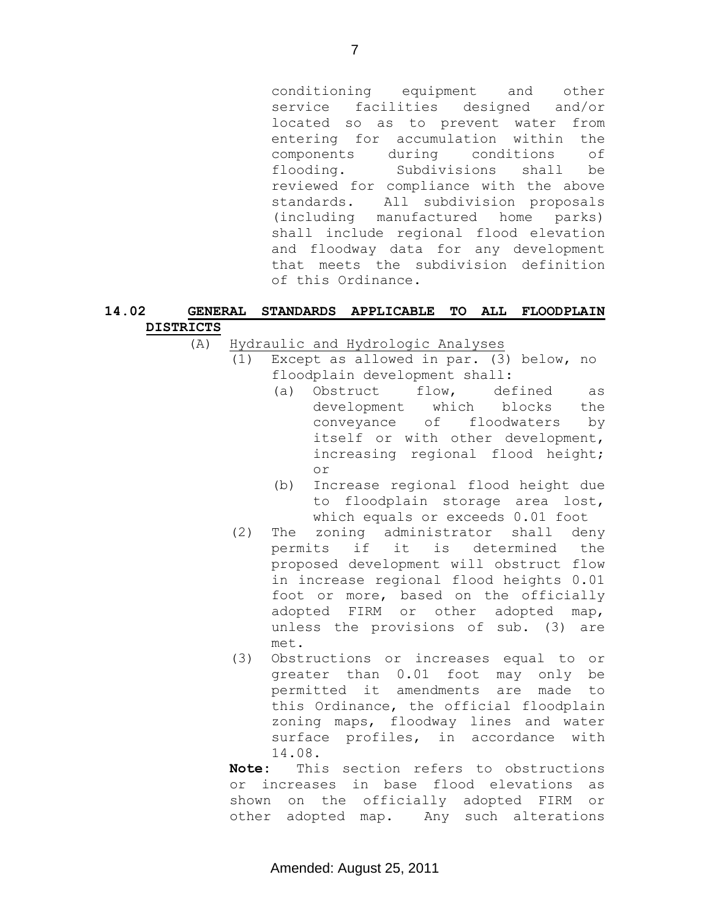conditioning equipment and other service facilities designed and/or located so as to prevent water from entering for accumulation within the components during conditions of flooding. Subdivisions shall be reviewed for compliance with the above standards. All subdivision proposals (including manufactured home parks) shall include regional flood elevation and floodway data for any development that meets the subdivision definition of this Ordinance.

## 14.02 GENERAL STANDARDS APPLICABLE TO ALL FLOODPLAIN DISTRICTS

(A) Hydraulic and Hydrologic Analyses

(1) Except as allowed in par. (3) below, no floodplain development shall:

(a) Obstruct flow, defined as development which blocks the conveyance of floodwaters by itself or with other development, increasing regional flood height; or

(b) Increase regional flood height due to floodplain storage area lost, which equals or exceeds 0.01 foot

(2) The zoning administrator shall deny permits if it is determined the proposed development will obstruct flow in increase regional flood heights 0.01 foot or more, based on the officially adopted FIRM or other adopted map, unless the provisions of sub. (3) are met.

(3) Obstructions or increases equal to or greater than 0.01 foot may only be permitted it amendments are made to this Ordinance, the official floodplain zoning maps, floodway lines and water surface profiles, in accordance with 14.08.

**Note:** This section refers to obstructions or increases in base flood elevations as shown on the officially adopted FIRM or other adopted map. Any such alterations

Amended: August 25, 2011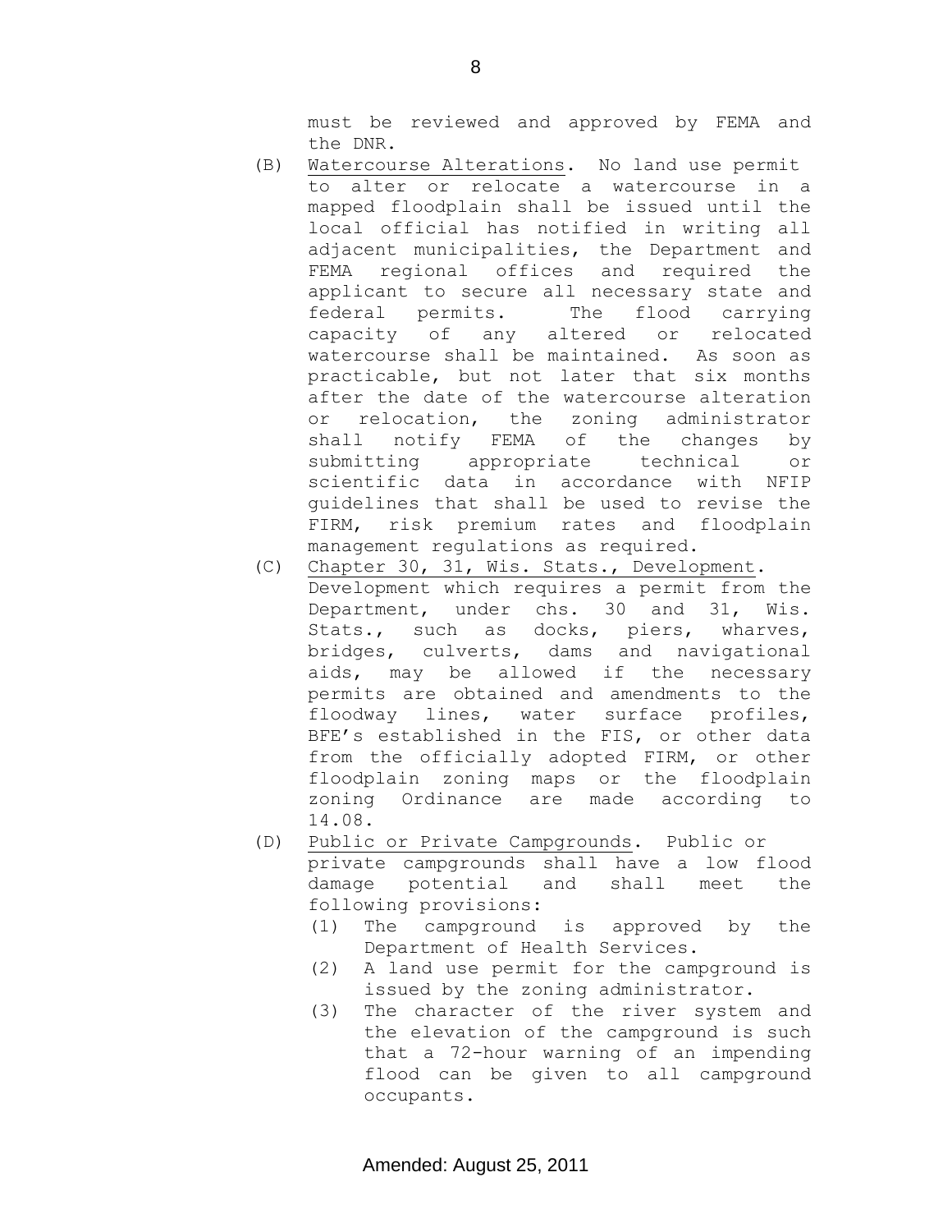must be reviewed and approved by FEMA and the DNR.

(B) Watercourse Alterations. No land use permit to alter or relocate a watercourse in a mapped floodplain shall be issued until the local official has notified in writing all adjacent municipalities, the Department and FEMA regional offices and required the applicant to secure all necessary state and federal permits. The flood carrying capacity of any altered or relocated watercourse shall be maintained. As soon as practicable, but not later that six months after the date of the watercourse alteration or relocation, the zoning administrator shall notify FEMA of the changes by submitting appropriate technical or scientific data in accordance with NFIP guidelines that shall be used to revise the FIRM, risk premium rates and floodplain management regulations as required.

(C) Chapter 30, 31, Wis. Stats., Development. Development which requires a permit from the Department, under chs. 30 and 31, Wis. Stats., such as docks, piers, wharves, bridges, culverts, dams and navigational aids, may be allowed if the necessary permits are obtained and amendments to the floodway lines, water surface profiles, BFE's established in the FIS, or other data from the officially adopted FIRM, or other floodplain zoning maps or the floodplain zoning Ordinance are made according to 14.08.

(D) Public or Private Campgrounds. Public or private campgrounds shall have a low flood damage potential and shall meet the following provisions:

  (1) The campground is approved by the Department of Health Services.
  (2) A land use permit for the campground is issued by the zoning administrator.
  (3) The character of the river system and the elevation of the campground is such that a 72-hour warning of an impending flood can be given to all campground occupants.

Amended: August 25, 2011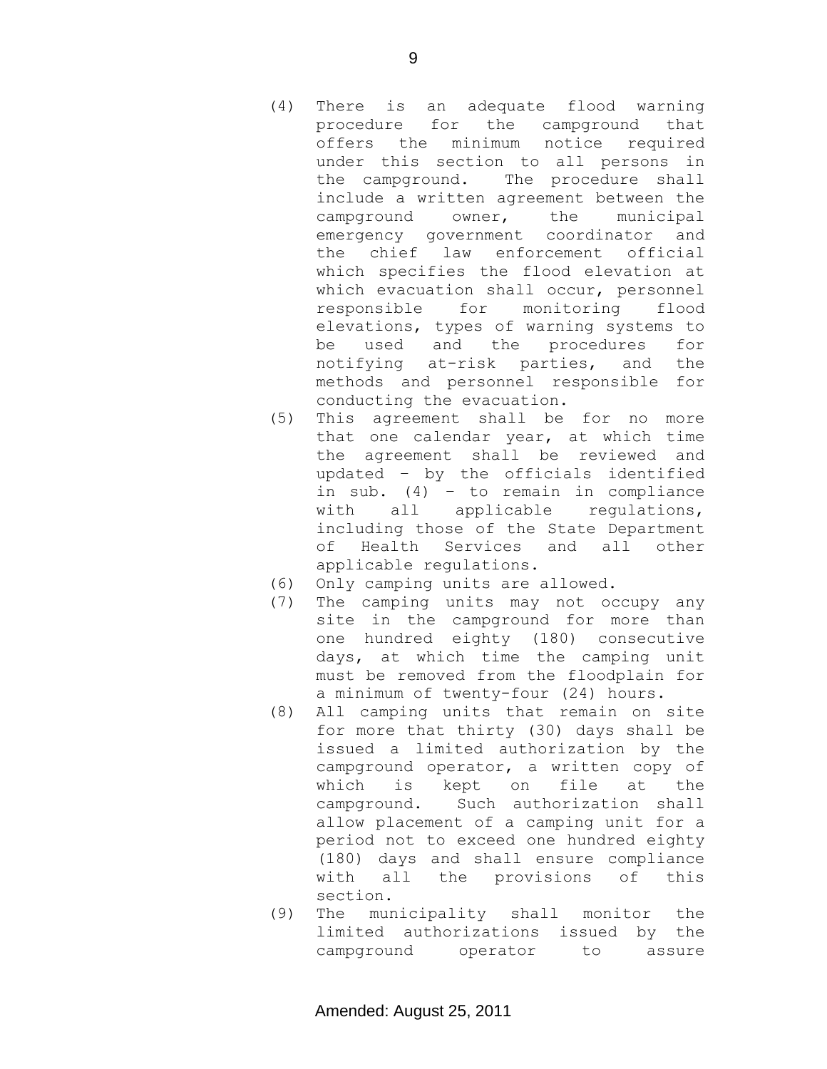(4) There is an adequate flood warning procedure for the campground that offers the minimum notice required under this section to all persons in the campground. The procedure shall include a written agreement between the campground owner, the municipal emergency government coordinator and the chief law enforcement official which specifies the flood elevation at which evacuation shall occur, personnel responsible for monitoring flood elevations, types of warning systems to be used and the procedures for notifying at-risk parties, and the methods and personnel responsible for conducting the evacuation.

(5) This agreement shall be for no more that one calendar year, at which time the agreement shall be reviewed and updated – by the officials identified in sub. (4) – to remain in compliance with all applicable regulations, including those of the State Department of Health Services and all other applicable regulations.

(6) Only camping units are allowed.

(7) The camping units may not occupy any site in the campground for more than one hundred eighty (180) consecutive days, at which time the camping unit must be removed from the floodplain for a minimum of twenty-four (24) hours.

(8) All camping units that remain on site for more that thirty (30) days shall be issued a limited authorization by the campground operator, a written copy of which is kept on file at the campground. Such authorization shall allow placement of a camping unit for a period not to exceed one hundred eighty (180) days and shall ensure compliance with all the provisions of this section.

(9) The municipality shall monitor the limited authorizations issued by the campground operator to assure

Amended: August 25, 2011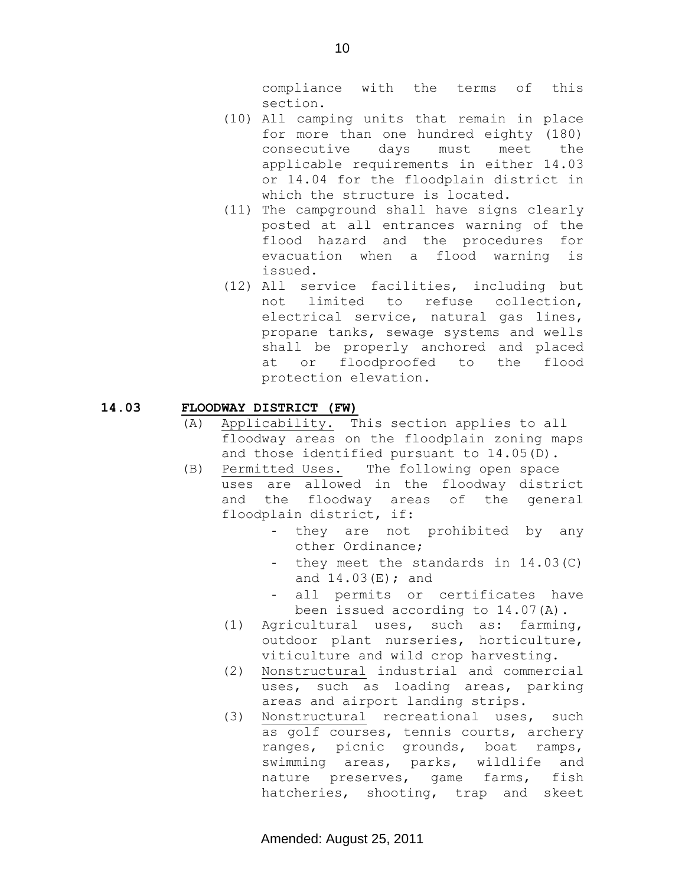compliance with the terms of this section.

(10) All camping units that remain in place for more than one hundred eighty (180) consecutive days must meet the applicable requirements in either 14.03 or 14.04 for the floodplain district in which the structure is located.

(11) The campground shall have signs clearly posted at all entrances warning of the flood hazard and the procedures for evacuation when a flood warning is issued.

(12) All service facilities, including but not limited to refuse collection, electrical service, natural gas lines, propane tanks, sewage systems and wells shall be properly anchored and placed at or floodproofed to the flood protection elevation.

## 14.03 FLOODWAY DISTRICT (FW)

(A) Applicability. This section applies to all floodway areas on the floodplain zoning maps and those identified pursuant to 14.05(D).

(B) Permitted Uses. The following open space uses are allowed in the floodway district and the floodway areas of the general floodplain district, if:

- they are not prohibited by any other Ordinance;
- they meet the standards in 14.03(C) and 14.03(E); and
- all permits or certificates have been issued according to 14.07(A).

(1) Agricultural uses, such as: farming, outdoor plant nurseries, horticulture, viticulture and wild crop harvesting.

(2) Nonstructural industrial and commercial uses, such as loading areas, parking areas and airport landing strips.

(3) Nonstructural recreational uses, such as golf courses, tennis courts, archery ranges, picnic grounds, boat ramps, swimming areas, parks, wildlife and nature preserves, game farms, fish hatcheries, shooting, trap and skeet

Amended: August 25, 2011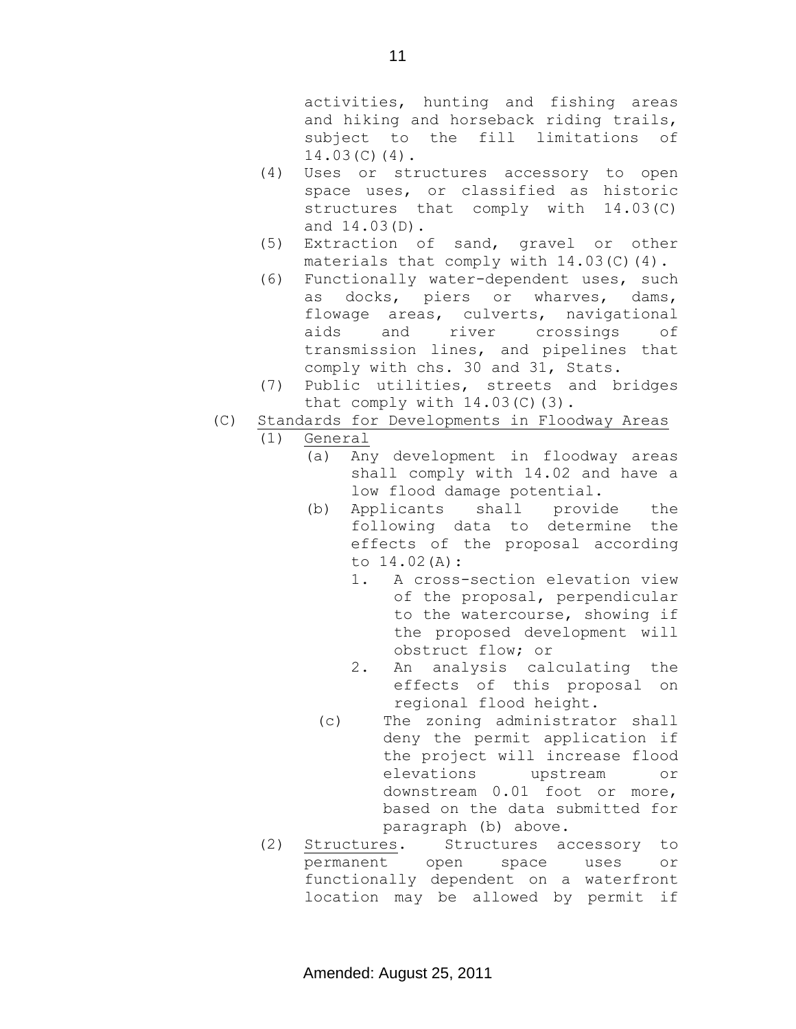activities, hunting and fishing areas and hiking and horseback riding trails, subject to the fill limitations of 14.03(C)(4).

(4) Uses or structures accessory to open space uses, or classified as historic structures that comply with 14.03(C) and 14.03(D).

(5) Extraction of sand, gravel or other materials that comply with 14.03(C)(4).

(6) Functionally water-dependent uses, such as docks, piers or wharves, dams, flowage areas, culverts, navigational aids and river crossings of transmission lines, and pipelines that comply with chs. 30 and 31, Stats.

(7) Public utilities, streets and bridges that comply with 14.03(C)(3).

(C) Standards for Developments in Floodway Areas

(1) General

(a) Any development in floodway areas shall comply with 14.02 and have a low flood damage potential.

(b) Applicants shall provide the following data to determine the effects of the proposal according to 14.02(A):

1. A cross-section elevation view of the proposal, perpendicular to the watercourse, showing if the proposed development will obstruct flow; or

2. An analysis calculating the effects of this proposal on regional flood height.

(c) The zoning administrator shall deny the permit application if the project will increase flood elevations upstream or downstream 0.01 foot or more, based on the data submitted for paragraph (b) above.

(2) Structures. Structures accessory to permanent open space uses or functionally dependent on a waterfront location may be allowed by permit if

Amended: August 25, 2011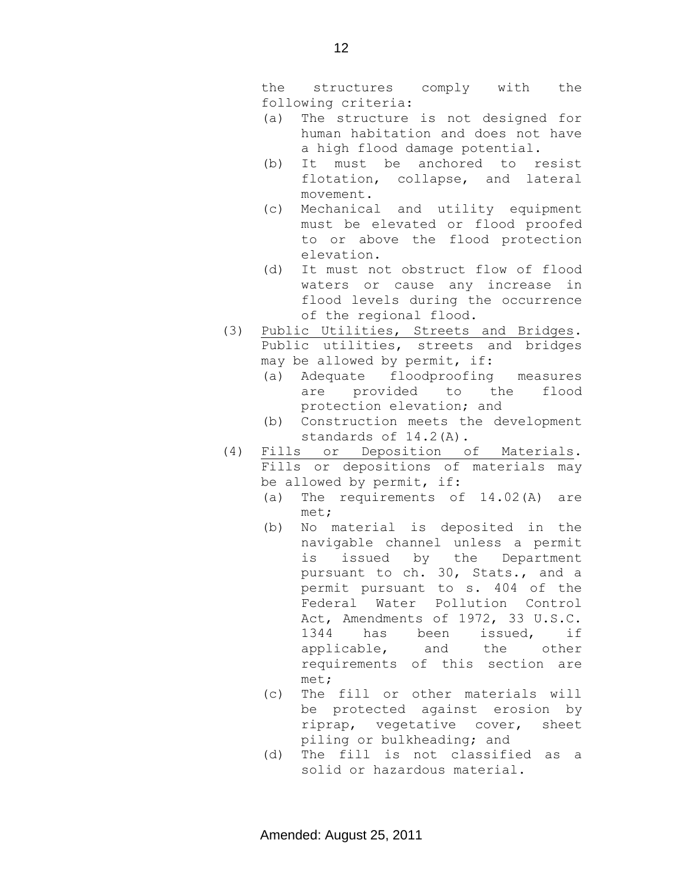the structures comply with the following criteria:

   (a) The structure is not designed for human habitation and does not have a high flood damage potential.
   (b) It must be anchored to resist flotation, collapse, and lateral movement.
   (c) Mechanical and utility equipment must be elevated or flood proofed to or above the flood protection elevation.
   (d) It must not obstruct flow of flood waters or cause any increase in flood levels during the occurrence of the regional flood.

(3) <u>Public Utilities, Streets and Bridges</u>. Public utilities, streets and bridges may be allowed by permit, if:

   (a) Adequate floodproofing measures are provided to the flood protection elevation; and
   (b) Construction meets the development standards of 14.2(A).

(4) <u>Fills or Deposition of Materials</u>. Fills or depositions of materials may be allowed by permit, if:

   (a) The requirements of 14.02(A) are met;
   (b) No material is deposited in the navigable channel unless a permit is issued by the Department pursuant to ch. 30, Stats., and a permit pursuant to s. 404 of the Federal Water Pollution Control Act, Amendments of 1972, 33 U.S.C. 1344 has been issued, if applicable, and the other requirements of this section are met;
   (c) The fill or other materials will be protected against erosion by riprap, vegetative cover, sheet piling or bulkheading; and
   (d) The fill is not classified as a solid or hazardous material.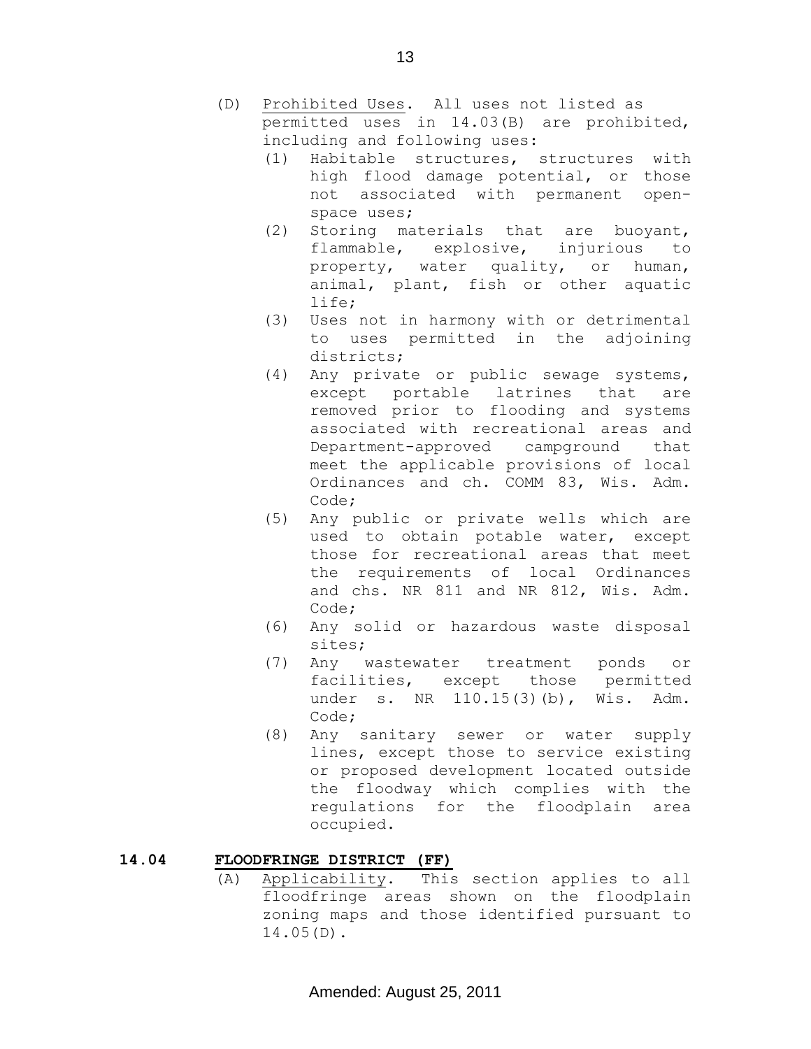(D) Prohibited Uses. All uses not listed as permitted uses in 14.03(B) are prohibited, including and following uses:

   (1) Habitable structures, structures with high flood damage potential, or those not associated with permanent open-space uses;
   (2) Storing materials that are buoyant, flammable, explosive, injurious to property, water quality, or human, animal, plant, fish or other aquatic life;
   (3) Uses not in harmony with or detrimental to uses permitted in the adjoining districts;
   (4) Any private or public sewage systems, except portable latrines that are removed prior to flooding and systems associated with recreational areas and Department-approved campground that meet the applicable provisions of local Ordinances and ch. COMM 83, Wis. Adm. Code;
   (5) Any public or private wells which are used to obtain potable water, except those for recreational areas that meet the requirements of local Ordinances and chs. NR 811 and NR 812, Wis. Adm. Code;
   (6) Any solid or hazardous waste disposal sites;
   (7) Any wastewater treatment ponds or facilities, except those permitted under s. NR 110.15(3)(b), Wis. Adm. Code;
   (8) Any sanitary sewer or water supply lines, except those to service existing or proposed development located outside the floodway which complies with the regulations for the floodplain area occupied.

## 14.04 FLOODFRINGE DISTRICT (FF)

(A) Applicability. This section applies to all floodfringe areas shown on the floodplain zoning maps and those identified pursuant to 14.05(D).

Amended: August 25, 2011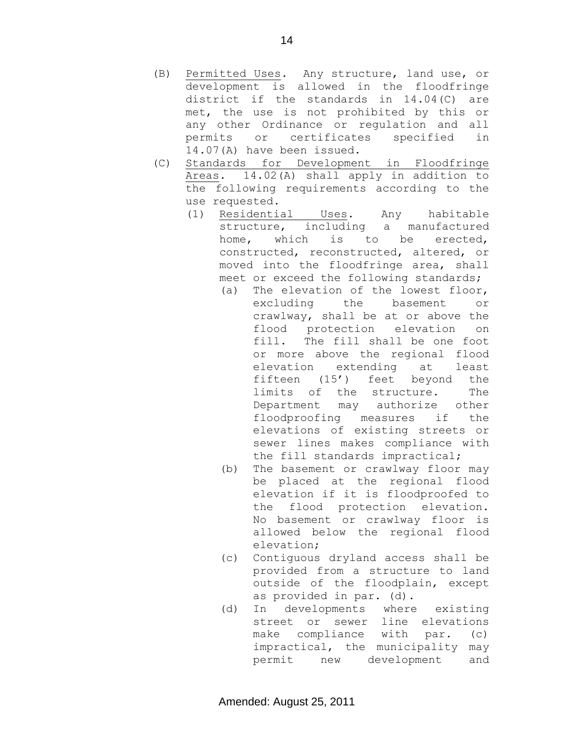(B) Permitted Uses. Any structure, land use, or development is allowed in the floodfringe district if the standards in 14.04(C) are met, the use is not prohibited by this or any other Ordinance or regulation and all permits or certificates specified in 14.07(A) have been issued.

(C) Standards for Development in Floodfringe Areas. 14.02(A) shall apply in addition to the following requirements according to the use requested.

- (1) Residential Uses. Any habitable structure, including a manufactured home, which is to be erected, constructed, reconstructed, altered, or moved into the floodfringe area, shall meet or exceed the following standards;
  - (a) The elevation of the lowest floor, excluding the basement or crawlway, shall be at or above the flood protection elevation on fill. The fill shall be one foot or more above the regional flood elevation extending at least fifteen (15') feet beyond the limits of the structure. The Department may authorize other floodproofing measures if the elevations of existing streets or sewer lines makes compliance with the fill standards impractical;
  - (b) The basement or crawlway floor may be placed at the regional flood elevation if it is floodproofed to the flood protection elevation. No basement or crawlway floor is allowed below the regional flood elevation;
  - (c) Contiguous dryland access shall be provided from a structure to land outside of the floodplain, except as provided in par. (d).
  - (d) In developments where existing street or sewer line elevations make compliance with par. (c) impractical, the municipality may permit new development and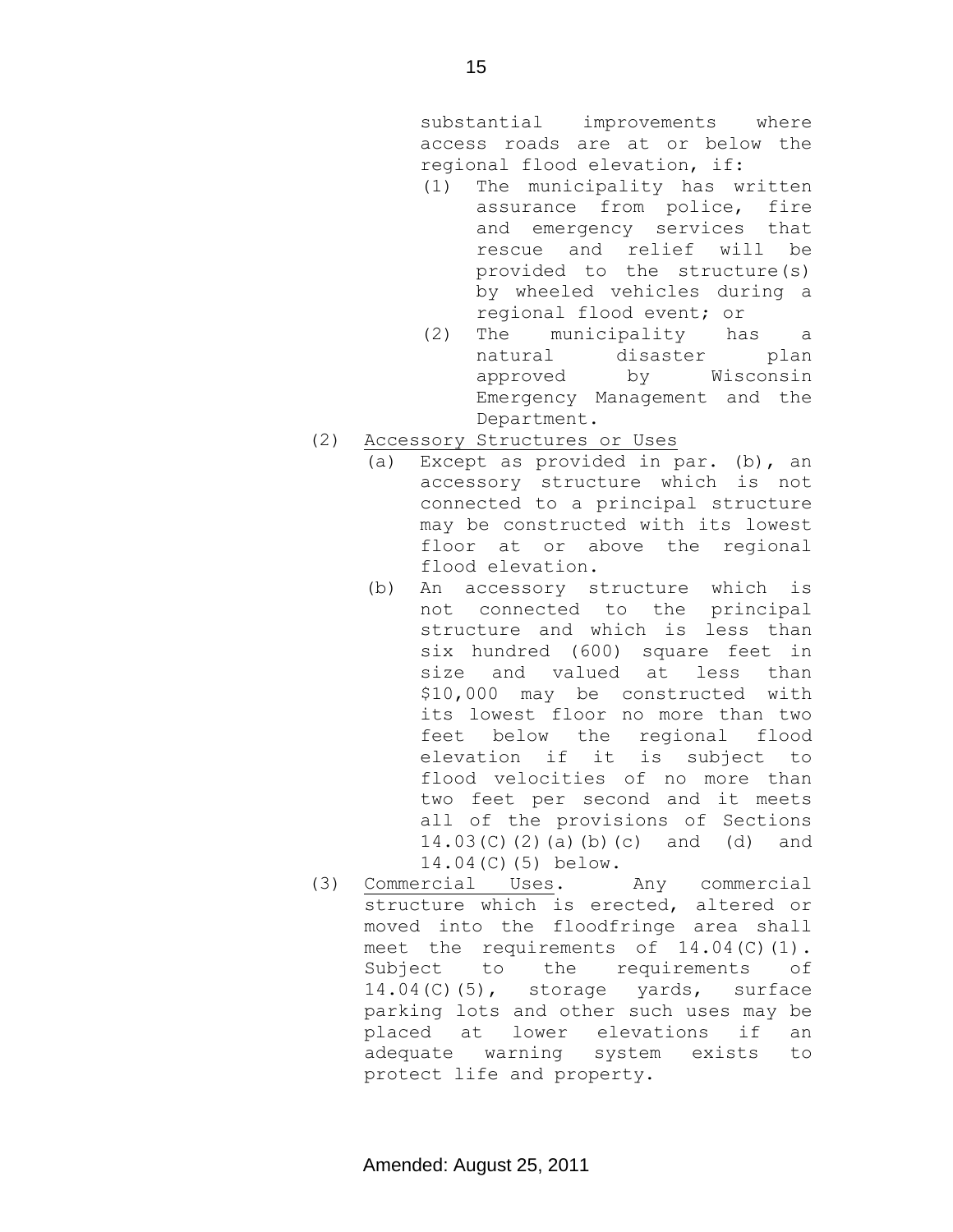substantial improvements where access roads are at or below the regional flood elevation, if:

(1) The municipality has written assurance from police, fire and emergency services that rescue and relief will be provided to the structure(s) by wheeled vehicles during a regional flood event; or

(2) The municipality has a natural disaster plan approved by Wisconsin Emergency Management and the Department.

(2) <u>Accessory Structures or Uses</u>

(a) Except as provided in par. (b), an accessory structure which is not connected to a principal structure may be constructed with its lowest floor at or above the regional flood elevation.

(b) An accessory structure which is not connected to the principal structure and which is less than six hundred (600) square feet in size and valued at less than $10,000 may be constructed with its lowest floor no more than two feet below the regional flood elevation if it is subject to flood velocities of no more than two feet per second and it meets all of the provisions of Sections 14.03(C)(2)(a)(b)(c) and (d) and 14.04(C)(5) below.

(3) <u>Commercial Uses</u>. Any commercial structure which is erected, altered or moved into the floodfringe area shall meet the requirements of 14.04(C)(1). Subject to the requirements of 14.04(C)(5), storage yards, surface parking lots and other such uses may be placed at lower elevations if an adequate warning system exists to protect life and property.

Amended: August 25, 2011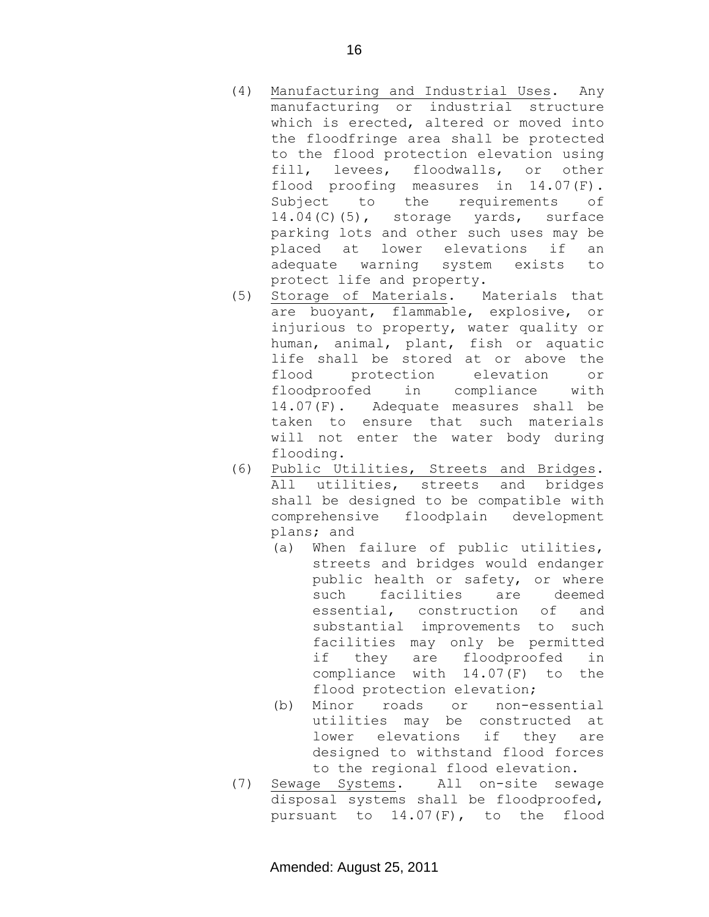(4) Manufacturing and Industrial Uses. Any manufacturing or industrial structure which is erected, altered or moved into the floodfringe area shall be protected to the flood protection elevation using fill, levees, floodwalls, or other flood proofing measures in 14.07(F). Subject to the requirements of 14.04(C)(5), storage yards, surface parking lots and other such uses may be placed at lower elevations if an adequate warning system exists to protect life and property.

(5) Storage of Materials. Materials that are buoyant, flammable, explosive, or injurious to property, water quality or human, animal, plant, fish or aquatic life shall be stored at or above the flood protection elevation or floodproofed in compliance with 14.07(F). Adequate measures shall be taken to ensure that such materials will not enter the water body during flooding.

(6) Public Utilities, Streets and Bridges. All utilities, streets and bridges shall be designed to be compatible with comprehensive floodplain development plans; and

   (a) When failure of public utilities, streets and bridges would endanger public health or safety, or where such facilities are deemed essential, construction of and substantial improvements to such facilities may only be permitted if they are floodproofed in compliance with 14.07(F) to the flood protection elevation;

   (b) Minor roads or non-essential utilities may be constructed at lower elevations if they are designed to withstand flood forces to the regional flood elevation.

(7) Sewage Systems. All on-site sewage disposal systems shall be floodproofed, pursuant to 14.07(F), to the flood

Amended: August 25, 2011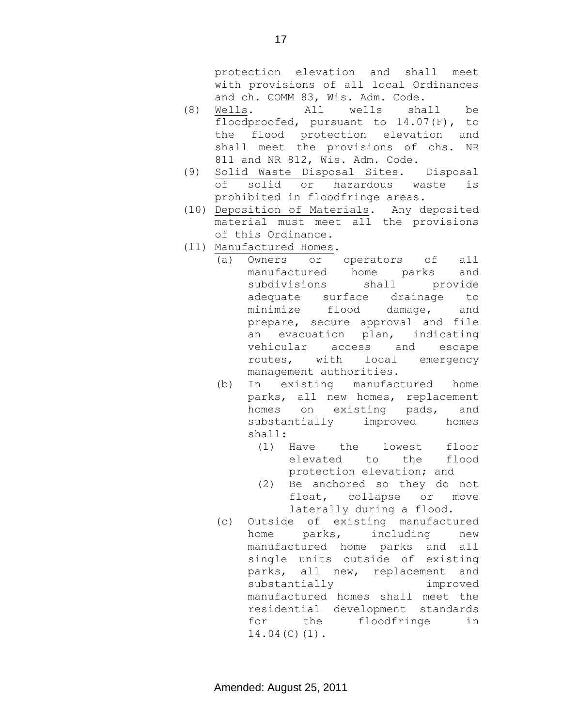protection elevation and shall meet with provisions of all local Ordinances and ch. COMM 83, Wis. Adm. Code.

(8) Wells. All wells shall be floodproofed, pursuant to 14.07(F), to the flood protection elevation and shall meet the provisions of chs. NR 811 and NR 812, Wis. Adm. Code.

(9) Solid Waste Disposal Sites. Disposal of solid or hazardous waste is prohibited in floodfringe areas.

(10) Deposition of Materials. Any deposited material must meet all the provisions of this Ordinance.

(11) Manufactured Homes.

  (a) Owners or operators of all manufactured home parks and subdivisions shall provide adequate surface drainage to minimize flood damage, and prepare, secure approval and file an evacuation plan, indicating vehicular access and escape routes, with local emergency management authorities.

  (b) In existing manufactured home parks, all new homes, replacement homes on existing pads, and substantially improved homes shall:

    (1) Have the lowest floor elevated to the flood protection elevation; and

    (2) Be anchored so they do not float, collapse or move laterally during a flood.

  (c) Outside of existing manufactured home parks, including new manufactured home parks and all single units outside of existing parks, all new, replacement and substantially improved manufactured homes shall meet the residential development standards for the floodfringe in 14.04(C)(1).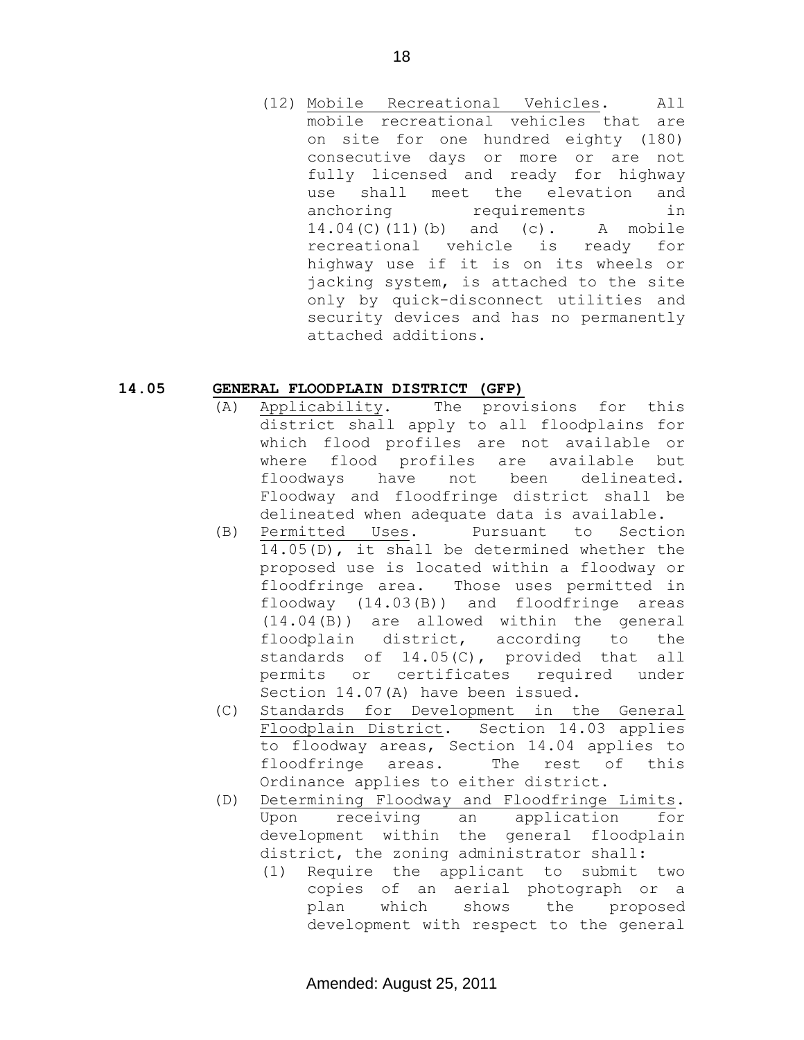(12) Mobile Recreational Vehicles. All mobile recreational vehicles that are on site for one hundred eighty (180) consecutive days or more or are not fully licensed and ready for highway use shall meet the elevation and anchoring requirements in 14.04(C)(11)(b) and (c). A mobile recreational vehicle is ready for highway use if it is on its wheels or jacking system, is attached to the site only by quick-disconnect utilities and security devices and has no permanently attached additions.

## 14.05 GENERAL FLOODPLAIN DISTRICT (GFP)

(A) Applicability. The provisions for this district shall apply to all floodplains for which flood profiles are not available or where flood profiles are available but floodways have not been delineated. Floodway and floodfringe district shall be delineated when adequate data is available.

(B) Permitted Uses. Pursuant to Section 14.05(D), it shall be determined whether the proposed use is located within a floodway or floodfringe area. Those uses permitted in floodway (14.03(B)) and floodfringe areas (14.04(B)) are allowed within the general floodplain district, according to the standards of 14.05(C), provided that all permits or certificates required under Section 14.07(A) have been issued.

(C) Standards for Development in the General Floodplain District. Section 14.03 applies to floodway areas, Section 14.04 applies to floodfringe areas. The rest of this Ordinance applies to either district.

(D) Determining Floodway and Floodfringe Limits. Upon receiving an application for development within the general floodplain district, the zoning administrator shall:

(1) Require the applicant to submit two copies of an aerial photograph or a plan which shows the proposed development with respect to the general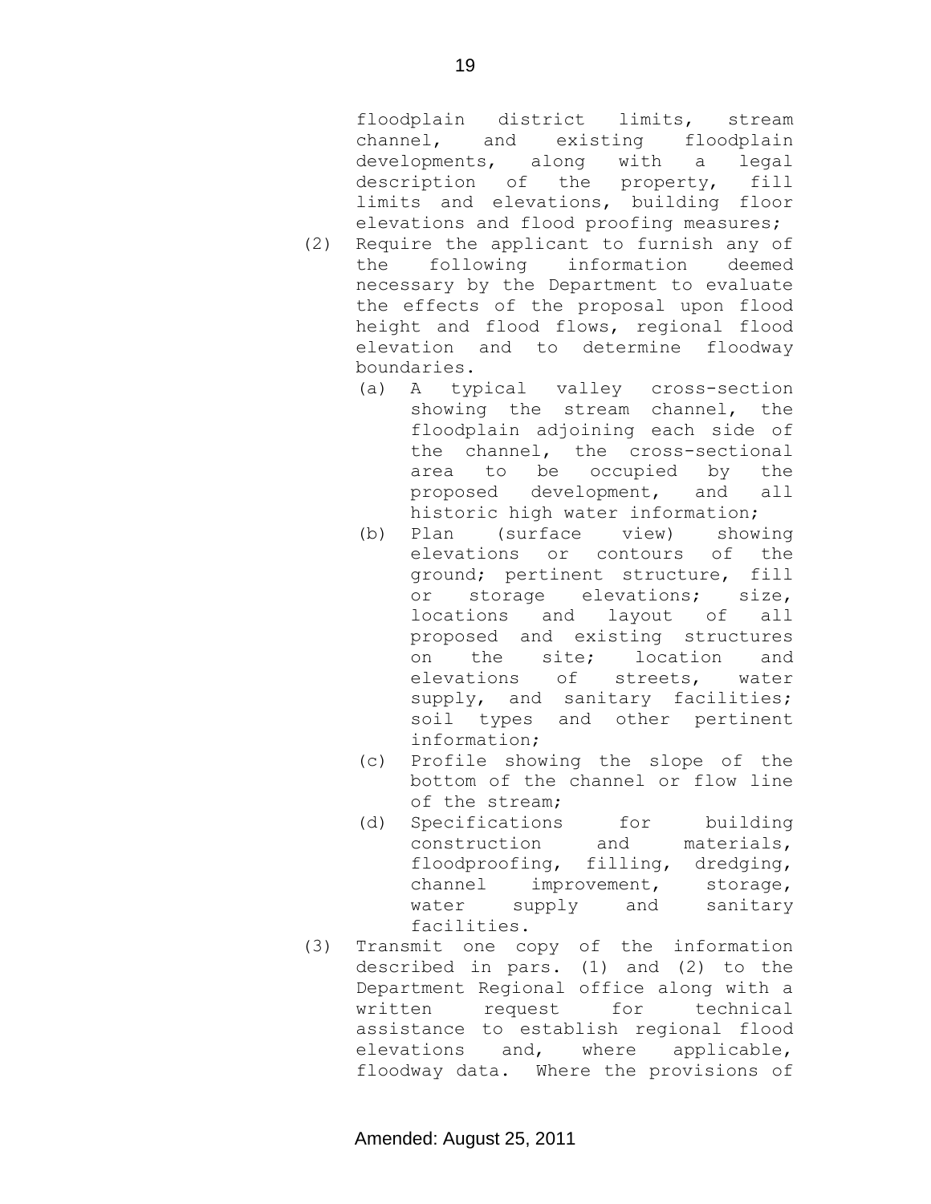floodplain district limits, stream channel, and existing floodplain developments, along with a legal description of the property, fill limits and elevations, building floor elevations and flood proofing measures;

(2) Require the applicant to furnish any of the following information deemed necessary by the Department to evaluate the effects of the proposal upon flood height and flood flows, regional flood elevation and to determine floodway boundaries.

   (a) A typical valley cross-section showing the stream channel, the floodplain adjoining each side of the channel, the cross-sectional area to be occupied by the proposed development, and all historic high water information;

   (b) Plan (surface view) showing elevations or contours of the ground; pertinent structure, fill or storage elevations; size, locations and layout of all proposed and existing structures on the site; location and elevations of streets, water supply, and sanitary facilities; soil types and other pertinent information;

   (c) Profile showing the slope of the bottom of the channel or flow line of the stream;

   (d) Specifications for building construction and materials, floodproofing, filling, dredging, channel improvement, storage, water supply and sanitary facilities.

(3) Transmit one copy of the information described in pars. (1) and (2) to the Department Regional office along with a written request for technical assistance to establish regional flood elevations and, where applicable, floodway data. Where the provisions of

Amended: August 25, 2011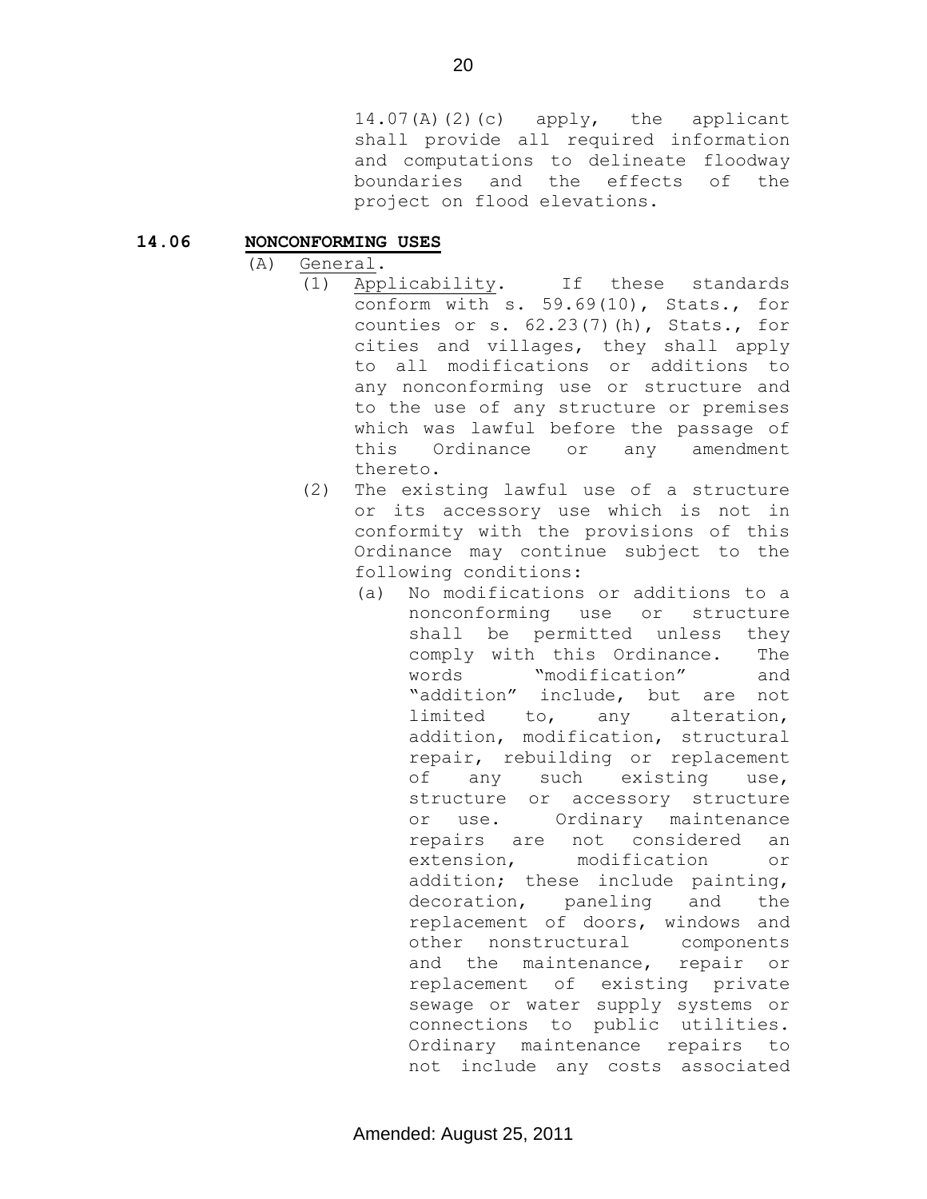14.07(A)(2)(c) apply, the applicant shall provide all required information and computations to delineate floodway boundaries and the effects of the project on flood elevations.

## 14.06 NONCONFORMING USES

(A) General.

(1) Applicability. If these standards conform with s. 59.69(10), Stats., for counties or s. 62.23(7)(h), Stats., for cities and villages, they shall apply to all modifications or additions to any nonconforming use or structure and to the use of any structure or premises which was lawful before the passage of this Ordinance or any amendment thereto.

(2) The existing lawful use of a structure or its accessory use which is not in conformity with the provisions of this Ordinance may continue subject to the following conditions:

(a) No modifications or additions to a nonconforming use or structure shall be permitted unless they comply with this Ordinance. The words "modification" and "addition" include, but are not limited to, any alteration, addition, modification, structural repair, rebuilding or replacement of any such existing use, structure or accessory structure or use. Ordinary maintenance repairs are not considered an extension, modification or addition; these include painting, decoration, paneling and the replacement of doors, windows and other nonstructural components and the maintenance, repair or replacement of existing private sewage or water supply systems or connections to public utilities. Ordinary maintenance repairs to not include any costs associated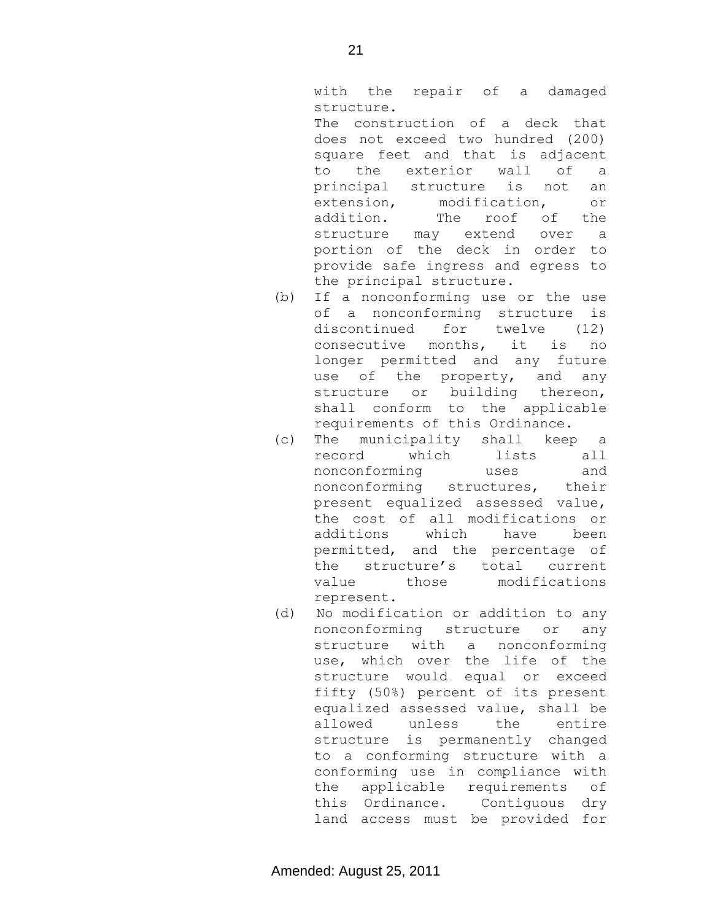with the repair of a damaged structure.

The construction of a deck that does not exceed two hundred (200) square feet and that is adjacent to the exterior wall of a principal structure is not an extension, modification, or addition. The roof of the structure may extend over a portion of the deck in order to provide safe ingress and egress to the principal structure.

(b) If a nonconforming use or the use of a nonconforming structure is discontinued for twelve (12) consecutive months, it is no longer permitted and any future use of the property, and any structure or building thereon, shall conform to the applicable requirements of this Ordinance.

(c) The municipality shall keep a record which lists all nonconforming uses and nonconforming structures, their present equalized assessed value, the cost of all modifications or additions which have been permitted, and the percentage of the structure's total current value those modifications represent.

(d) No modification or addition to any nonconforming structure or any structure with a nonconforming use, which over the life of the structure would equal or exceed fifty (50%) percent of its present equalized assessed value, shall be allowed unless the entire structure is permanently changed to a conforming structure with a conforming use in compliance with the applicable requirements of this Ordinance. Contiguous dry land access must be provided for

Amended: August 25, 2011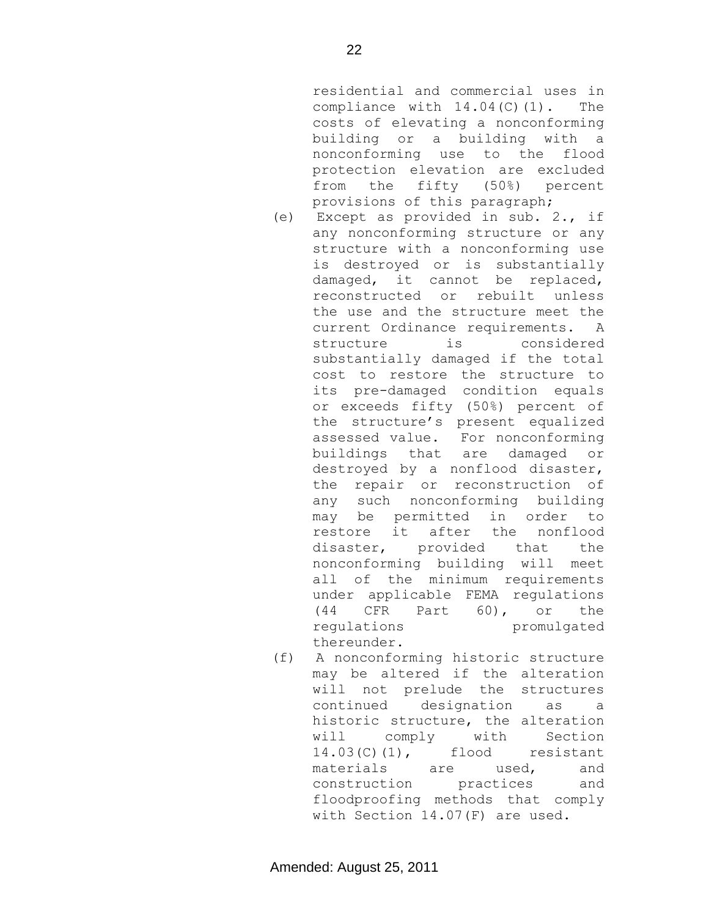residential and commercial uses in compliance with 14.04(C)(1). The costs of elevating a nonconforming building or a building with a nonconforming use to the flood protection elevation are excluded from the fifty (50%) percent provisions of this paragraph;

(e) Except as provided in sub. 2., if any nonconforming structure or any structure with a nonconforming use is destroyed or is substantially damaged, it cannot be replaced, reconstructed or rebuilt unless the use and the structure meet the current Ordinance requirements. A structure is considered substantially damaged if the total cost to restore the structure to its pre-damaged condition equals or exceeds fifty (50%) percent of the structure's present equalized assessed value. For nonconforming buildings that are damaged or destroyed by a nonflood disaster, the repair or reconstruction of any such nonconforming building may be permitted in order to restore it after the nonflood disaster, provided that the nonconforming building will meet all of the minimum requirements under applicable FEMA regulations (44 CFR Part 60), or the regulations promulgated thereunder.

(f) A nonconforming historic structure may be altered if the alteration will not prelude the structures continued designation as a historic structure, the alteration will comply with Section 14.03(C)(1), flood resistant materials are used, and construction practices and floodproofing methods that comply with Section 14.07(F) are used.

Amended: August 25, 2011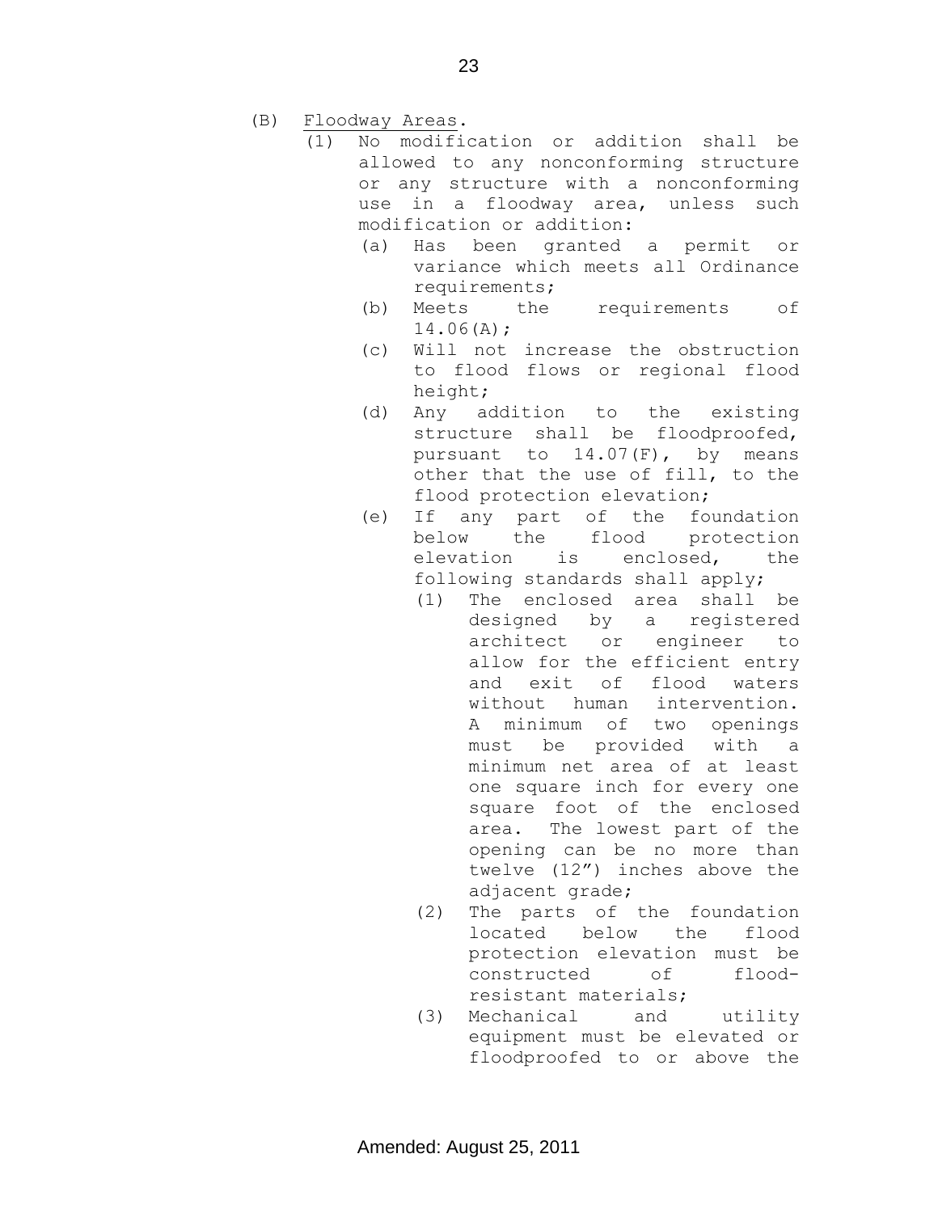(B) Floodway Areas.

(1) No modification or addition shall be allowed to any nonconforming structure or any structure with a nonconforming use in a floodway area, unless such modification or addition:

  (a) Has been granted a permit or variance which meets all Ordinance requirements;

  (b) Meets the requirements of 14.06(A);

  (c) Will not increase the obstruction to flood flows or regional flood height;

  (d) Any addition to the existing structure shall be floodproofed, pursuant to 14.07(F), by means other that the use of fill, to the flood protection elevation;

  (e) If any part of the foundation below the flood protection elevation is enclosed, the following standards shall apply;

    (1) The enclosed area shall be designed by a registered architect or engineer to allow for the efficient entry and exit of flood waters without human intervention. A minimum of two openings must be provided with a minimum net area of at least one square inch for every one square foot of the enclosed area. The lowest part of the opening can be no more than twelve (12") inches above the adjacent grade;

    (2) The parts of the foundation located below the flood protection elevation must be constructed of flood-resistant materials;

    (3) Mechanical and utility equipment must be elevated or floodproofed to or above the

Amended: August 25, 2011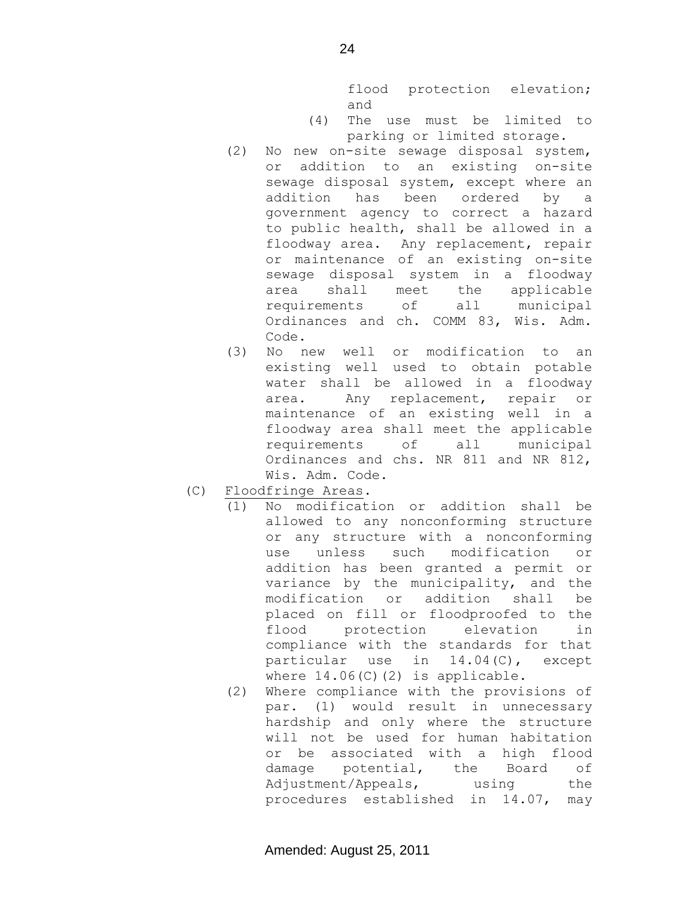flood protection elevation; and

(4) The use must be limited to parking or limited storage.

(2) No new on-site sewage disposal system, or addition to an existing on-site sewage disposal system, except where an addition has been ordered by a government agency to correct a hazard to public health, shall be allowed in a floodway area. Any replacement, repair or maintenance of an existing on-site sewage disposal system in a floodway area shall meet the applicable requirements of all municipal Ordinances and ch. COMM 83, Wis. Adm. Code.

(3) No new well or modification to an existing well used to obtain potable water shall be allowed in a floodway area. Any replacement, repair or maintenance of an existing well in a floodway area shall meet the applicable requirements of all municipal Ordinances and chs. NR 811 and NR 812, Wis. Adm. Code.

(C) Floodfringe Areas.

(1) No modification or addition shall be allowed to any nonconforming structure or any structure with a nonconforming use unless such modification or addition has been granted a permit or variance by the municipality, and the modification or addition shall be placed on fill or floodproofed to the flood protection elevation in compliance with the standards for that particular use in 14.04(C), except where 14.06(C)(2) is applicable.

(2) Where compliance with the provisions of par. (1) would result in unnecessary hardship and only where the structure will not be used for human habitation or be associated with a high flood damage potential, the Board of Adjustment/Appeals, using the procedures established in 14.07, may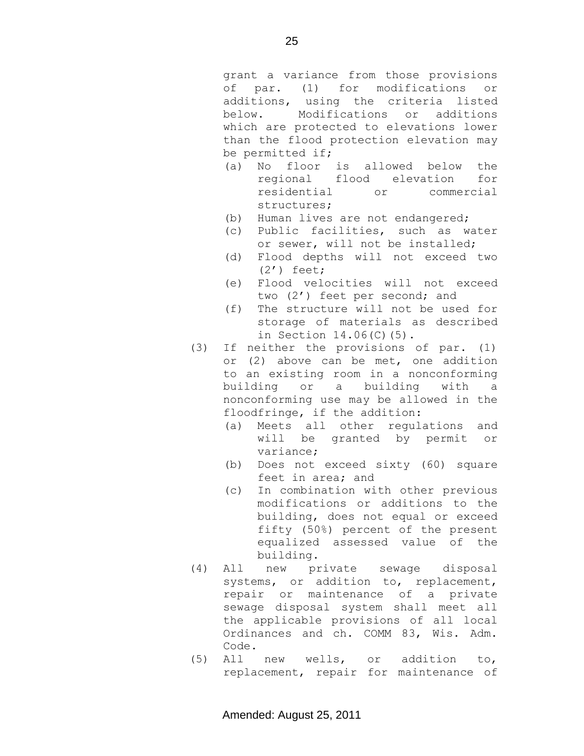grant a variance from those provisions of par. (1) for modifications or additions, using the criteria listed below. Modifications or additions which are protected to elevations lower than the flood protection elevation may be permitted if;

(a) No floor is allowed below the regional flood elevation for residential or commercial structures;
(b) Human lives are not endangered;
(c) Public facilities, such as water or sewer, will not be installed;
(d) Flood depths will not exceed two (2') feet;
(e) Flood velocities will not exceed two (2') feet per second; and
(f) The structure will not be used for storage of materials as described in Section 14.06(C)(5).

(3) If neither the provisions of par. (1) or (2) above can be met, one addition to an existing room in a nonconforming building or a building with a nonconforming use may be allowed in the floodfringe, if the addition:

(a) Meets all other regulations and will be granted by permit or variance;
(b) Does not exceed sixty (60) square feet in area; and
(c) In combination with other previous modifications or additions to the building, does not equal or exceed fifty (50%) percent of the present equalized assessed value of the building.

(4) All new private sewage disposal systems, or addition to, replacement, repair or maintenance of a private sewage disposal system shall meet all the applicable provisions of all local Ordinances and ch. COMM 83, Wis. Adm. Code.

(5) All new wells, or addition to, replacement, repair for maintenance of

Amended: August 25, 2011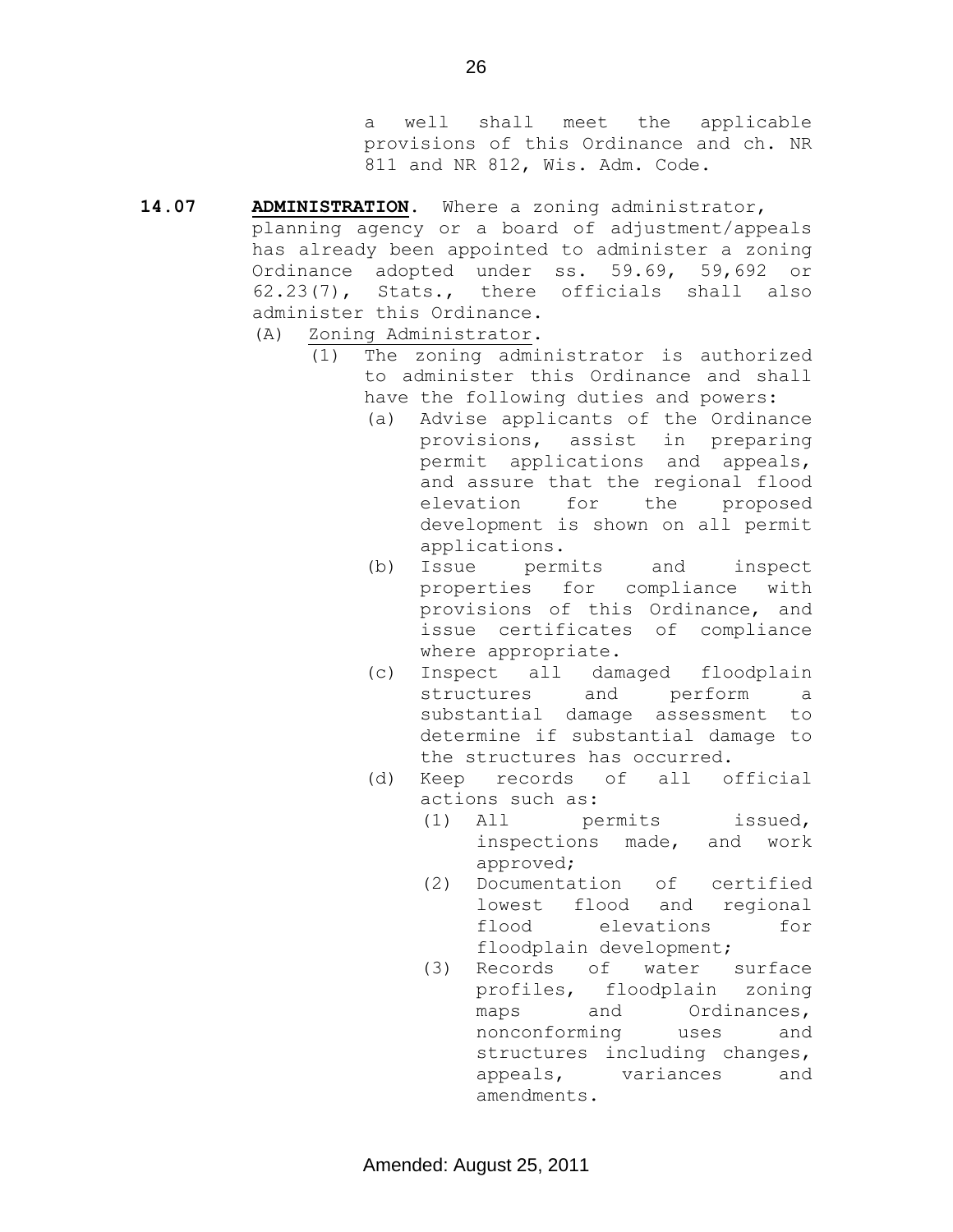a well shall meet the applicable provisions of this Ordinance and ch. NR 811 and NR 812, Wis. Adm. Code.

**14.07 ADMINISTRATION.** Where a zoning administrator, planning agency or a board of adjustment/appeals has already been appointed to administer a zoning Ordinance adopted under ss. 59.69, 59,692 or 62.23(7), Stats., there officials shall also administer this Ordinance.

(A) Zoning Administrator.

(1) The zoning administrator is authorized to administer this Ordinance and shall have the following duties and powers:

(a) Advise applicants of the Ordinance provisions, assist in preparing permit applications and appeals, and assure that the regional flood elevation for the proposed development is shown on all permit applications.

(b) Issue permits and inspect properties for compliance with provisions of this Ordinance, and issue certificates of compliance where appropriate.

(c) Inspect all damaged floodplain structures and perform a substantial damage assessment to determine if substantial damage to the structures has occurred.

(d) Keep records of all official actions such as:

(1) All permits issued, inspections made, and work approved;

(2) Documentation of certified lowest flood and regional flood elevations for floodplain development;

(3) Records of water surface profiles, floodplain zoning maps and Ordinances, nonconforming uses and structures including changes, appeals, variances and amendments.

Amended: August 25, 2011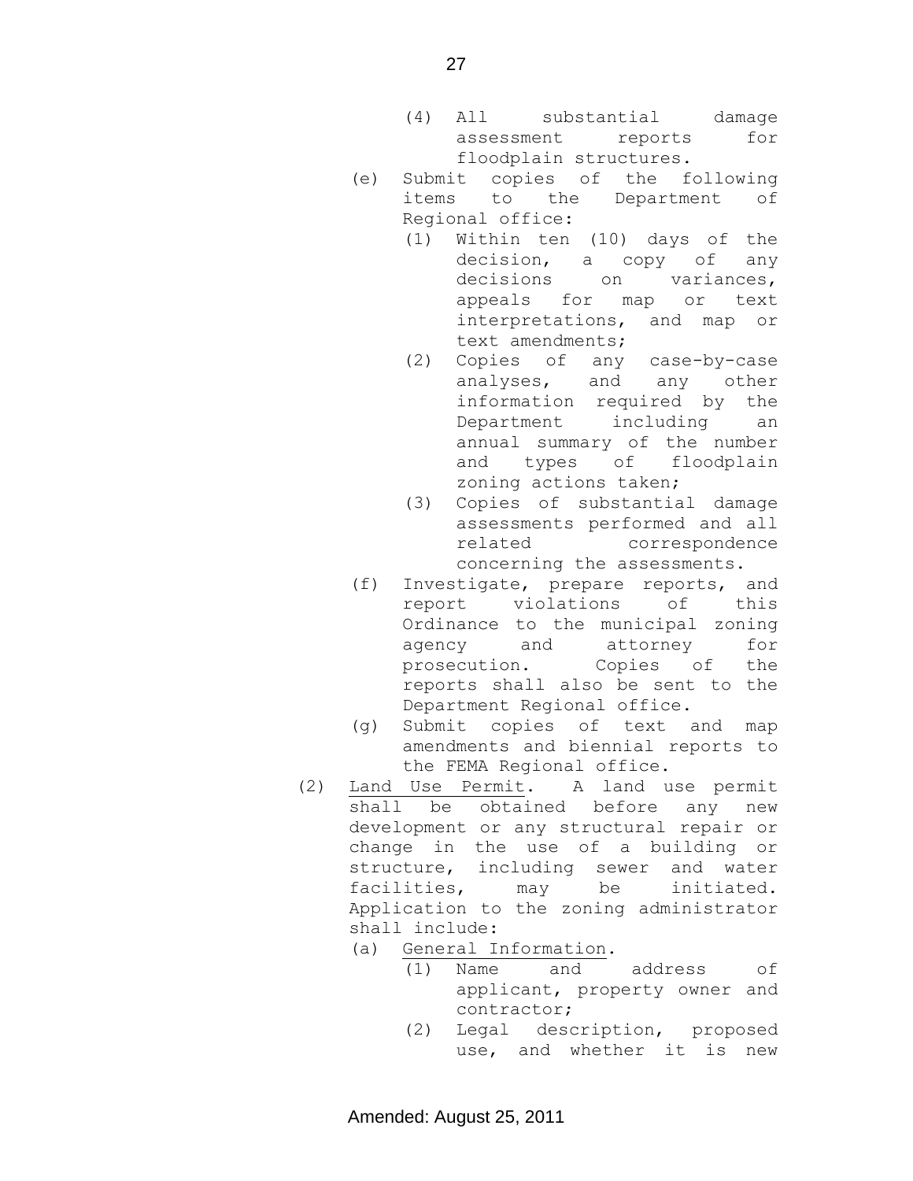(4) All substantial damage assessment reports for floodplain structures.

(e) Submit copies of the following items to the Department of Regional office:

(1) Within ten (10) days of the decision, a copy of any decisions on variances, appeals for map or text interpretations, and map or text amendments;

(2) Copies of any case-by-case analyses, and any other information required by the Department including an annual summary of the number and types of floodplain zoning actions taken;

(3) Copies of substantial damage assessments performed and all related correspondence concerning the assessments.

(f) Investigate, prepare reports, and report violations of this Ordinance to the municipal zoning agency and attorney for prosecution. Copies of the reports shall also be sent to the Department Regional office.

(g) Submit copies of text and map amendments and biennial reports to the FEMA Regional office.

(2) Land Use Permit. A land use permit shall be obtained before any new development or any structural repair or change in the use of a building or structure, including sewer and water facilities, may be initiated. Application to the zoning administrator shall include:

(a) General Information.

(1) Name and address of applicant, property owner and contractor;

(2) Legal description, proposed use, and whether it is new

Amended: August 25, 2011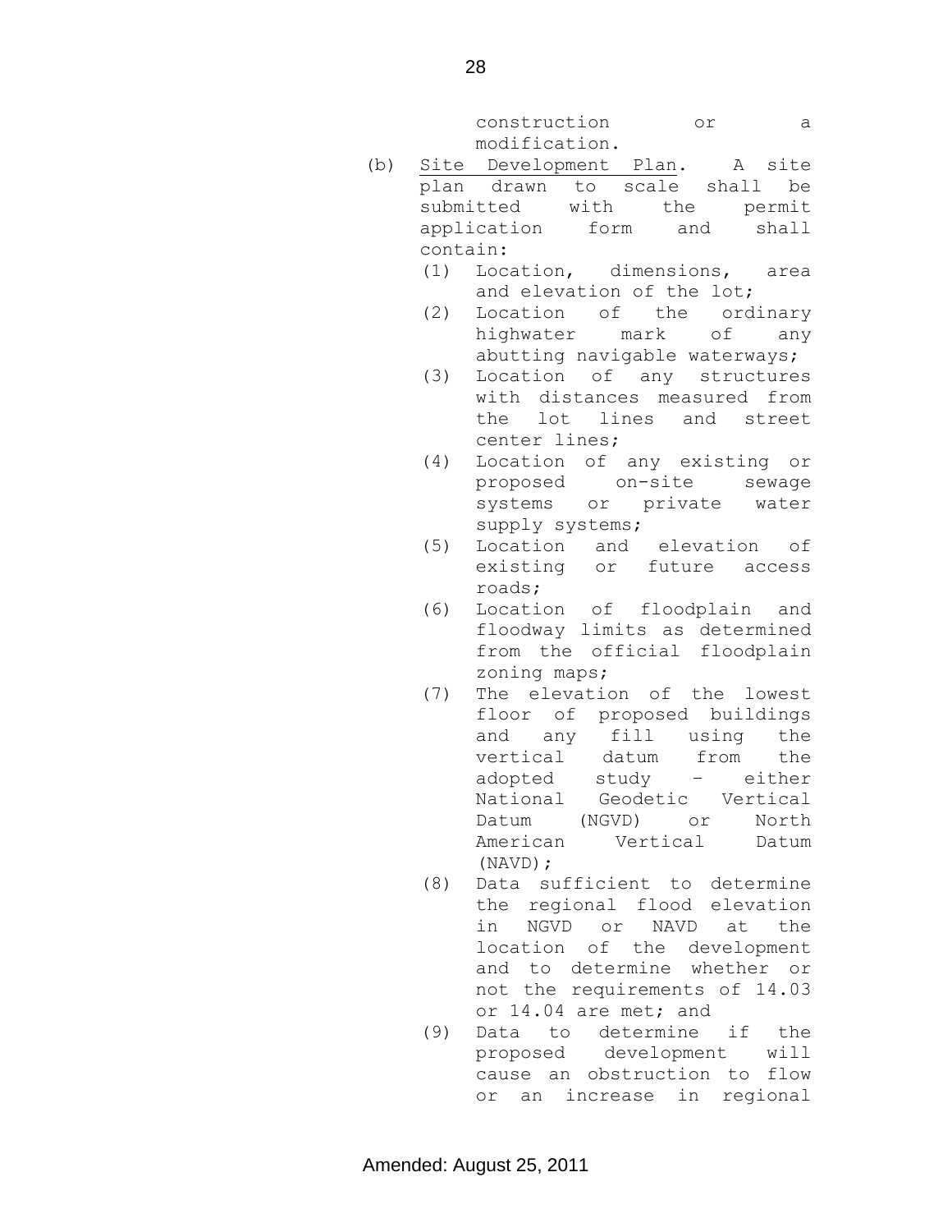construction or a modification.

(b) Site Development Plan. A site plan drawn to scale shall be submitted with the permit application form and shall contain:

(1) Location, dimensions, area and elevation of the lot;

(2) Location of the ordinary highwater mark of any abutting navigable waterways;

(3) Location of any structures with distances measured from the lot lines and street center lines;

(4) Location of any existing or proposed on-site sewage systems or private water supply systems;

(5) Location and elevation of existing or future access roads;

(6) Location of floodplain and floodway limits as determined from the official floodplain zoning maps;

(7) The elevation of the lowest floor of proposed buildings and any fill using the vertical datum from the adopted study – either National Geodetic Vertical Datum (NGVD) or North American Vertical Datum (NAVD);

(8) Data sufficient to determine the regional flood elevation in NGVD or NAVD at the location of the development and to determine whether or not the requirements of 14.03 or 14.04 are met; and

(9) Data to determine if the proposed development will cause an obstruction to flow or an increase in regional

Amended: August 25, 2011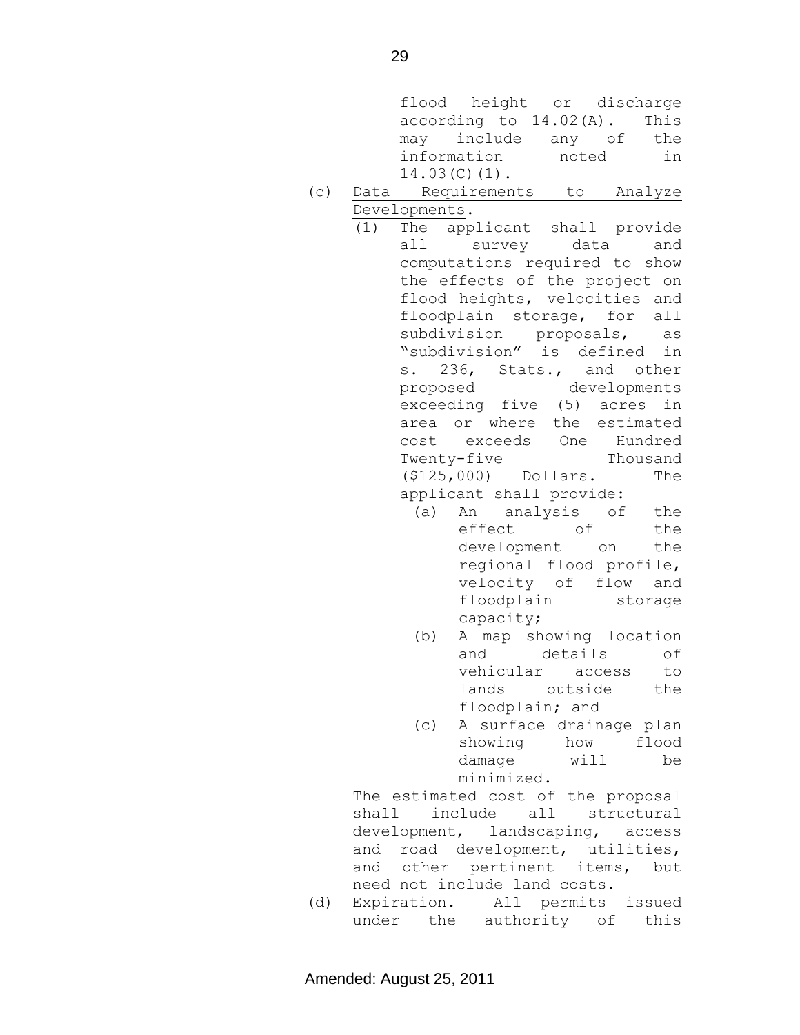flood height or discharge according to 14.02(A). This may include any of the information noted in 14.03(C)(1).

(c) Data Requirements to Analyze Developments.

(1) The applicant shall provide all survey data and computations required to show the effects of the project on flood heights, velocities and floodplain storage, for all subdivision proposals, as "subdivision" is defined in s. 236, Stats., and other proposed developments exceeding five (5) acres in area or where the estimated cost exceeds One Hundred Twenty-five Thousand ($125,000) Dollars. The applicant shall provide:

(a) An analysis of the effect of the development on the regional flood profile, velocity of flow and floodplain storage capacity;

(b) A map showing location and details of vehicular access to lands outside the floodplain; and

(c) A surface drainage plan showing how flood damage will be minimized.

The estimated cost of the proposal shall include all structural development, landscaping, access and road development, utilities, and other pertinent items, but need not include land costs.

(d) Expiration. All permits issued under the authority of this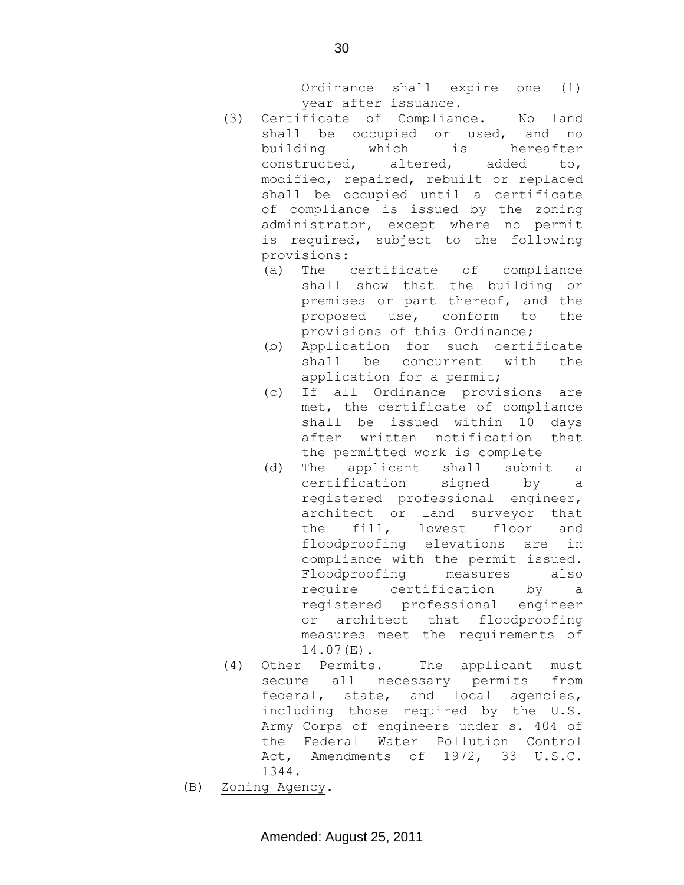Ordinance shall expire one (1) year after issuance.

(3) Certificate of Compliance. No land shall be occupied or used, and no building which is hereafter constructed, altered, added to, modified, repaired, rebuilt or replaced shall be occupied until a certificate of compliance is issued by the zoning administrator, except where no permit is required, subject to the following provisions:

   (a) The certificate of compliance shall show that the building or premises or part thereof, and the proposed use, conform to the provisions of this Ordinance;

   (b) Application for such certificate shall be concurrent with the application for a permit;

   (c) If all Ordinance provisions are met, the certificate of compliance shall be issued within 10 days after written notification that the permitted work is complete

   (d) The applicant shall submit a certification signed by a registered professional engineer, architect or land surveyor that the fill, lowest floor and floodproofing elevations are in compliance with the permit issued. Floodproofing measures also require certification by a registered professional engineer or architect that floodproofing measures meet the requirements of 14.07(E).

(4) Other Permits. The applicant must secure all necessary permits from federal, state, and local agencies, including those required by the U.S. Army Corps of engineers under s. 404 of the Federal Water Pollution Control Act, Amendments of 1972, 33 U.S.C. 1344.

(B) Zoning Agency.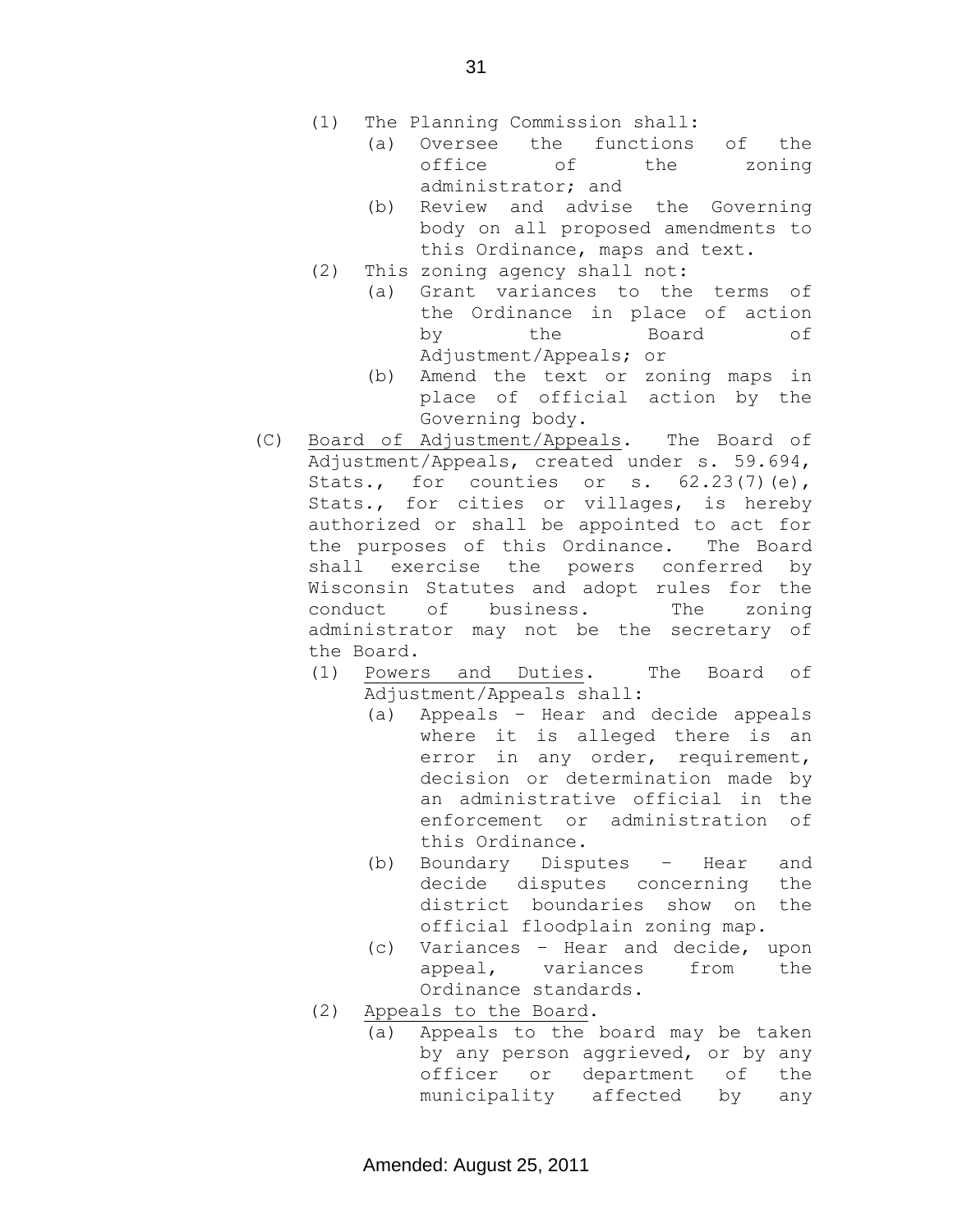(1) The Planning Commission shall:
   (a) Oversee the functions of the office of the zoning administrator; and
   (b) Review and advise the Governing body on all proposed amendments to this Ordinance, maps and text.

(2) This zoning agency shall not:
   (a) Grant variances to the terms of the Ordinance in place of action by the Board of Adjustment/Appeals; or
   (b) Amend the text or zoning maps in place of official action by the Governing body.

(C) <u>Board of Adjustment/Appeals</u>. The Board of Adjustment/Appeals, created under s. 59.694, Stats., for counties or s. 62.23(7)(e), Stats., for cities or villages, is hereby authorized or shall be appointed to act for the purposes of this Ordinance. The Board shall exercise the powers conferred by Wisconsin Statutes and adopt rules for the conduct of business. The zoning administrator may not be the secretary of the Board.

   (1) <u>Powers and Duties</u>. The Board of Adjustment/Appeals shall:
      (a) Appeals – Hear and decide appeals where it is alleged there is an error in any order, requirement, decision or determination made by an administrative official in the enforcement or administration of this Ordinance.
      (b) Boundary Disputes – Hear and decide disputes concerning the district boundaries show on the official floodplain zoning map.
      (c) Variances – Hear and decide, upon appeal, variances from the Ordinance standards.

   (2) <u>Appeals to the Board</u>.
      (a) Appeals to the board may be taken by any person aggrieved, or by any officer or department of the municipality affected by any

Amended: August 25, 2011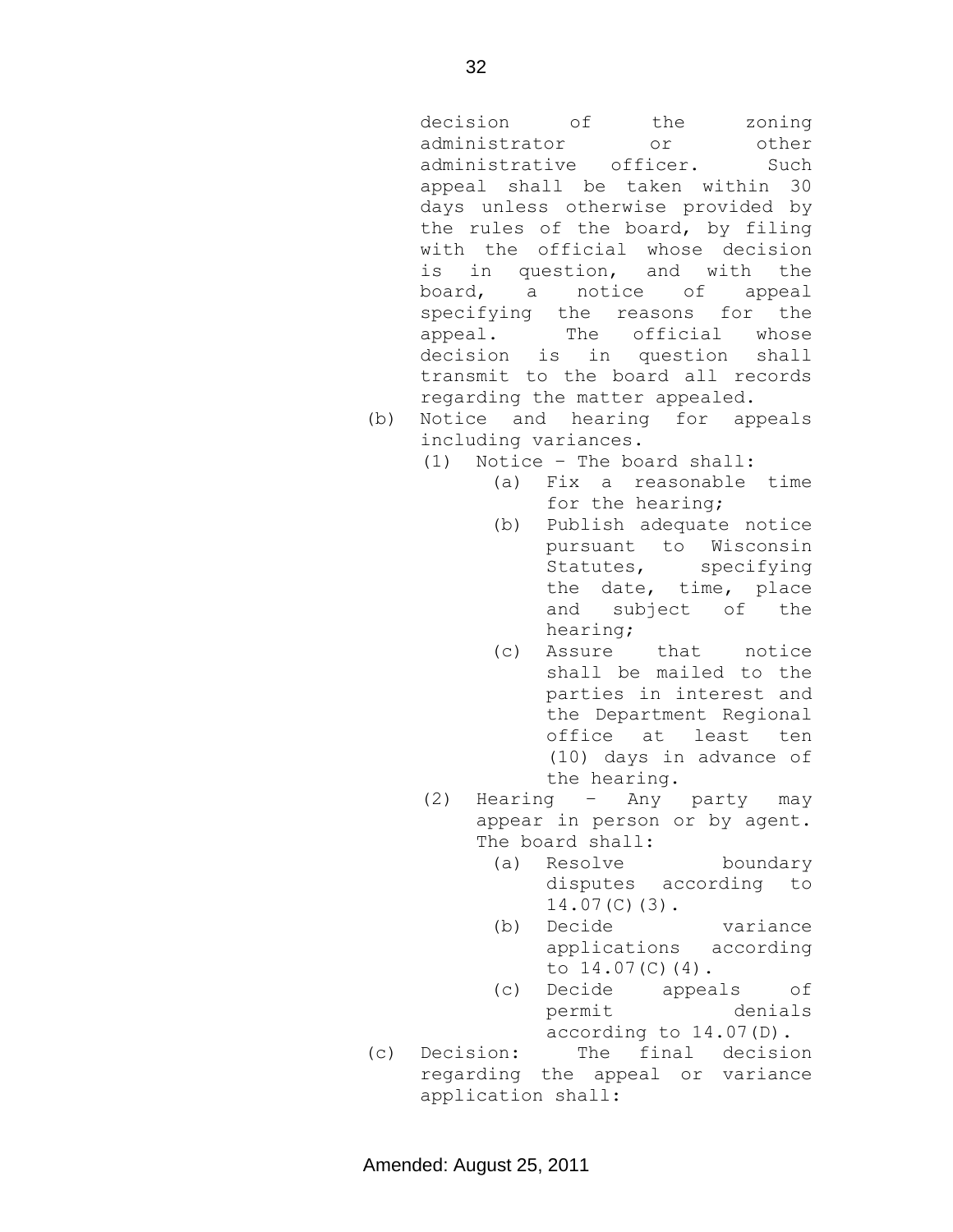decision of the zoning administrator or other administrative officer. Such appeal shall be taken within 30 days unless otherwise provided by the rules of the board, by filing with the official whose decision is in question, and with the board, a notice of appeal specifying the reasons for the appeal. The official whose decision is in question shall transmit to the board all records regarding the matter appealed.

(b) Notice and hearing for appeals including variances.
   (1) Notice – The board shall:
      (a) Fix a reasonable time for the hearing;
      (b) Publish adequate notice pursuant to Wisconsin Statutes, specifying the date, time, place and subject of the hearing;
      (c) Assure that notice shall be mailed to the parties in interest and the Department Regional office at least ten (10) days in advance of the hearing.
   (2) Hearing – Any party may appear in person or by agent. The board shall:
      (a) Resolve boundary disputes according to 14.07(C)(3).
      (b) Decide variance applications according to 14.07(C)(4).
      (c) Decide appeals of permit denials according to 14.07(D).

(c) Decision: The final decision regarding the appeal or variance application shall:

Amended: August 25, 2011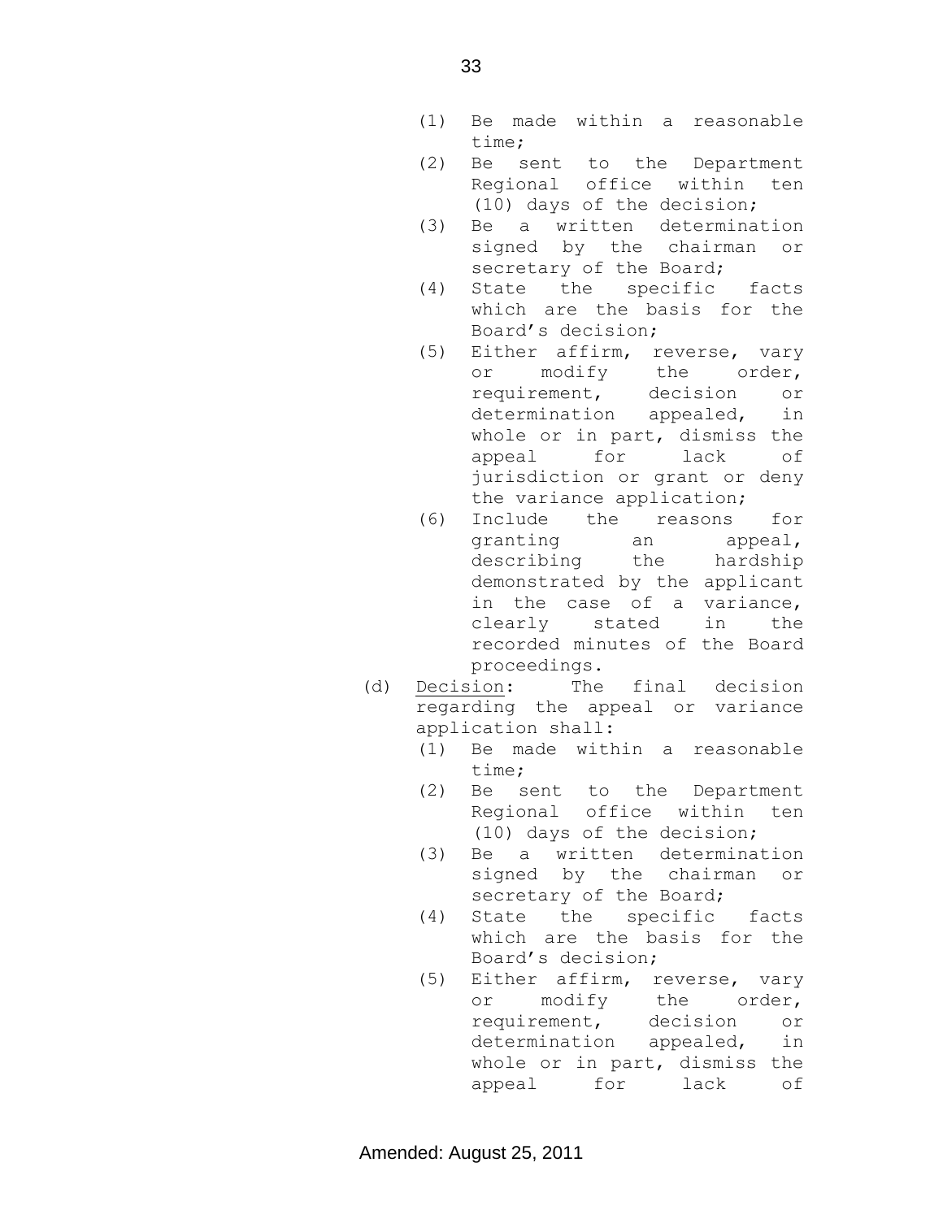(1) Be made within a reasonable time;
(2) Be sent to the Department Regional office within ten (10) days of the decision;
(3) Be a written determination signed by the chairman or secretary of the Board;
(4) State the specific facts which are the basis for the Board's decision;
(5) Either affirm, reverse, vary or modify the order, requirement, decision or determination appealed, in whole or in part, dismiss the appeal for lack of jurisdiction or grant or deny the variance application;
(6) Include the reasons for granting an appeal, describing the hardship demonstrated by the applicant in the case of a variance, clearly stated in the recorded minutes of the Board proceedings.

(d) Decision: The final decision regarding the appeal or variance application shall:

(1) Be made within a reasonable time;
(2) Be sent to the Department Regional office within ten (10) days of the decision;
(3) Be a written determination signed by the chairman or secretary of the Board;
(4) State the specific facts which are the basis for the Board's decision;
(5) Either affirm, reverse, vary or modify the order, requirement, decision or determination appealed, in whole or in part, dismiss the appeal for lack of

Amended: August 25, 2011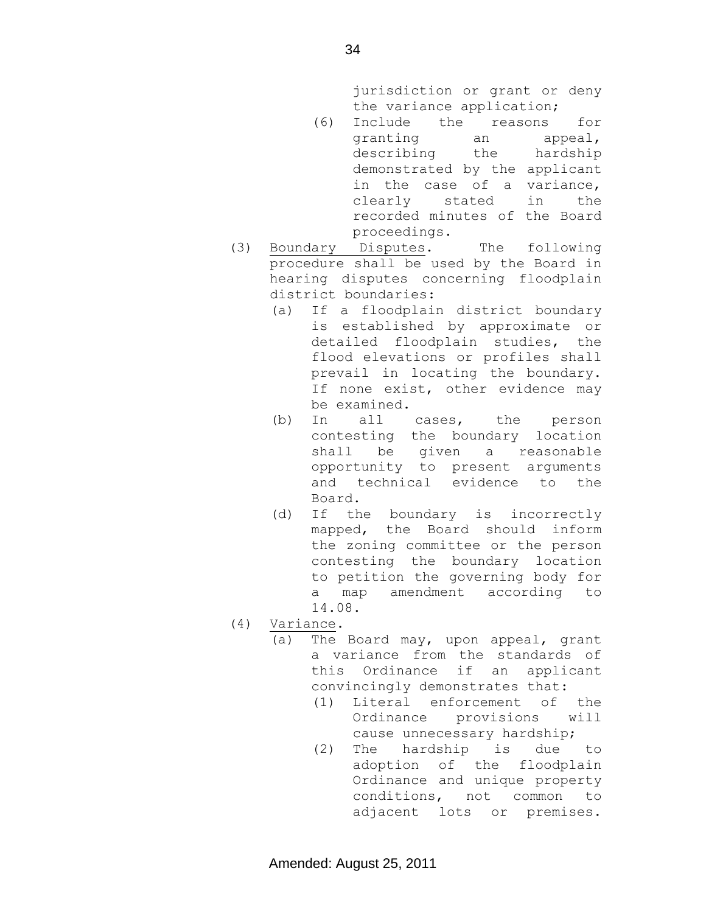jurisdiction or grant or deny the variance application;

(6) Include the reasons for granting an appeal, describing the hardship demonstrated by the applicant in the case of a variance, clearly stated in the recorded minutes of the Board proceedings.

(3) Boundary Disputes. The following procedure shall be used by the Board in hearing disputes concerning floodplain district boundaries:

(a) If a floodplain district boundary is established by approximate or detailed floodplain studies, the flood elevations or profiles shall prevail in locating the boundary. If none exist, other evidence may be examined.

(b) In all cases, the person contesting the boundary location shall be given a reasonable opportunity to present arguments and technical evidence to the Board.

(d) If the boundary is incorrectly mapped, the Board should inform the zoning committee or the person contesting the boundary location to petition the governing body for a map amendment according to 14.08.

(4) Variance.

(a) The Board may, upon appeal, grant a variance from the standards of this Ordinance if an applicant convincingly demonstrates that:

(1) Literal enforcement of the Ordinance provisions will cause unnecessary hardship;

(2) The hardship is due to adoption of the floodplain Ordinance and unique property conditions, not common to adjacent lots or premises.

Amended: August 25, 2011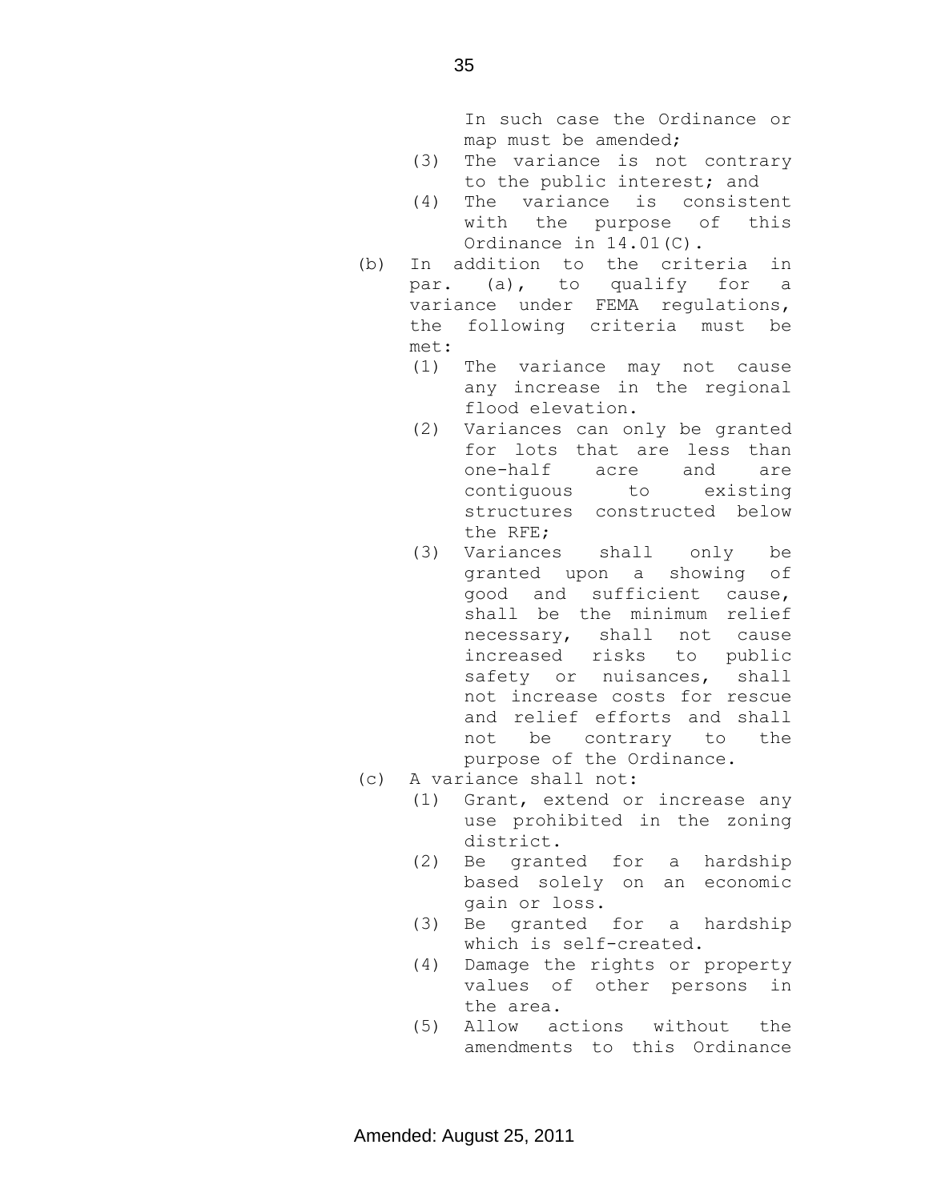In such case the Ordinance or map must be amended;

(3) The variance is not contrary to the public interest; and

(4) The variance is consistent with the purpose of this Ordinance in 14.01(C).

(b) In addition to the criteria in par. (a), to qualify for a variance under FEMA regulations, the following criteria must be met:

(1) The variance may not cause any increase in the regional flood elevation.

(2) Variances can only be granted for lots that are less than one-half acre and are contiguous to existing structures constructed below the RFE;

(3) Variances shall only be granted upon a showing of good and sufficient cause, shall be the minimum relief necessary, shall not cause increased risks to public safety or nuisances, shall not increase costs for rescue and relief efforts and shall not be contrary to the purpose of the Ordinance.

(c) A variance shall not:

(1) Grant, extend or increase any use prohibited in the zoning district.

(2) Be granted for a hardship based solely on an economic gain or loss.

(3) Be granted for a hardship which is self-created.

(4) Damage the rights or property values of other persons in the area.

(5) Allow actions without the amendments to this Ordinance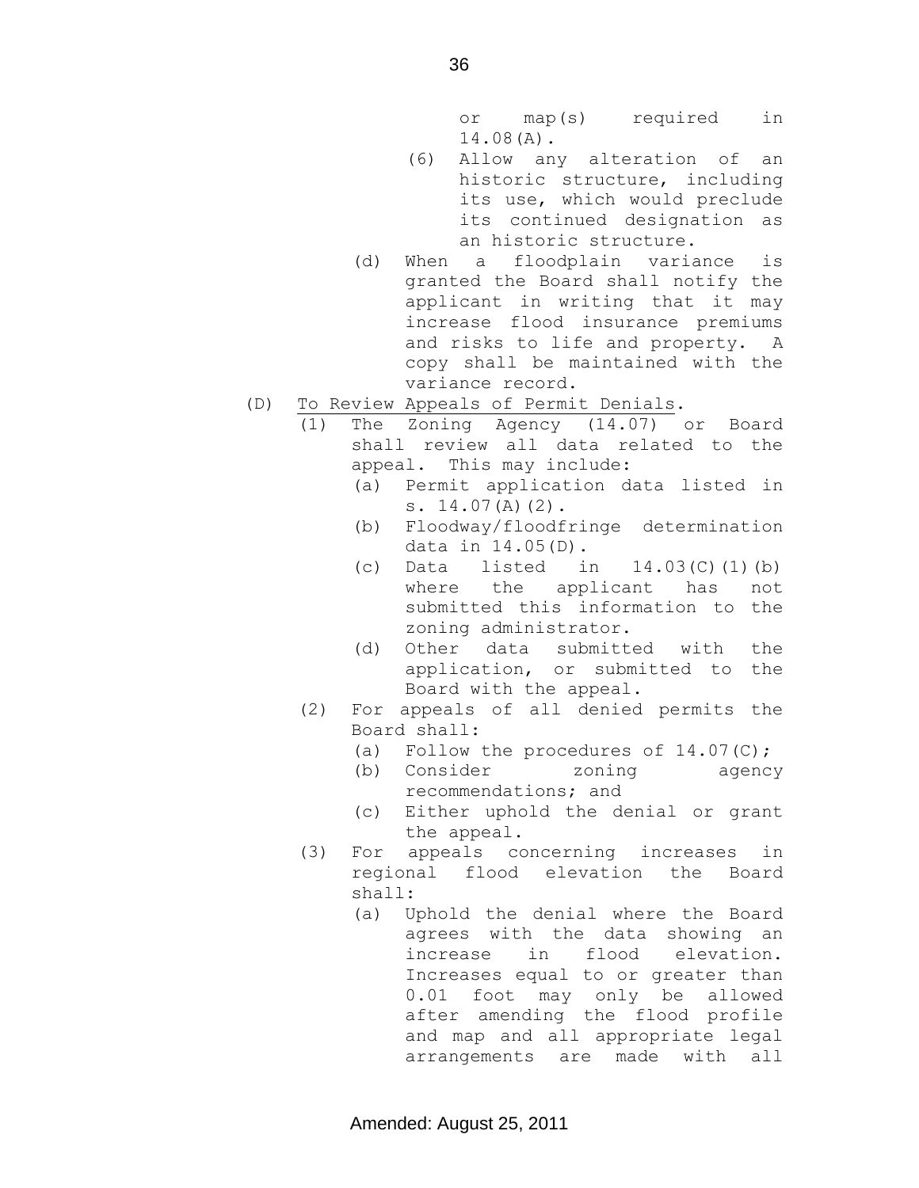or map(s) required in 14.08(A).

(6) Allow any alteration of an historic structure, including its use, which would preclude its continued designation as an historic structure.

(d) When a floodplain variance is granted the Board shall notify the applicant in writing that it may increase flood insurance premiums and risks to life and property. A copy shall be maintained with the variance record.

(D) <u>To Review Appeals of Permit Denials</u>.

(1) The Zoning Agency (14.07) or Board shall review all data related to the appeal. This may include:

(a) Permit application data listed in s. 14.07(A)(2).

(b) Floodway/floodfringe determination data in 14.05(D).

(c) Data listed in 14.03(C)(1)(b) where the applicant has not submitted this information to the zoning administrator.

(d) Other data submitted with the application, or submitted to the Board with the appeal.

(2) For appeals of all denied permits the Board shall:

(a) Follow the procedures of 14.07(C);

(b) Consider zoning agency recommendations; and

(c) Either uphold the denial or grant the appeal.

(3) For appeals concerning increases in regional flood elevation the Board shall:

(a) Uphold the denial where the Board agrees with the data showing an increase in flood elevation. Increases equal to or greater than 0.01 foot may only be allowed after amending the flood profile and map and all appropriate legal arrangements are made with all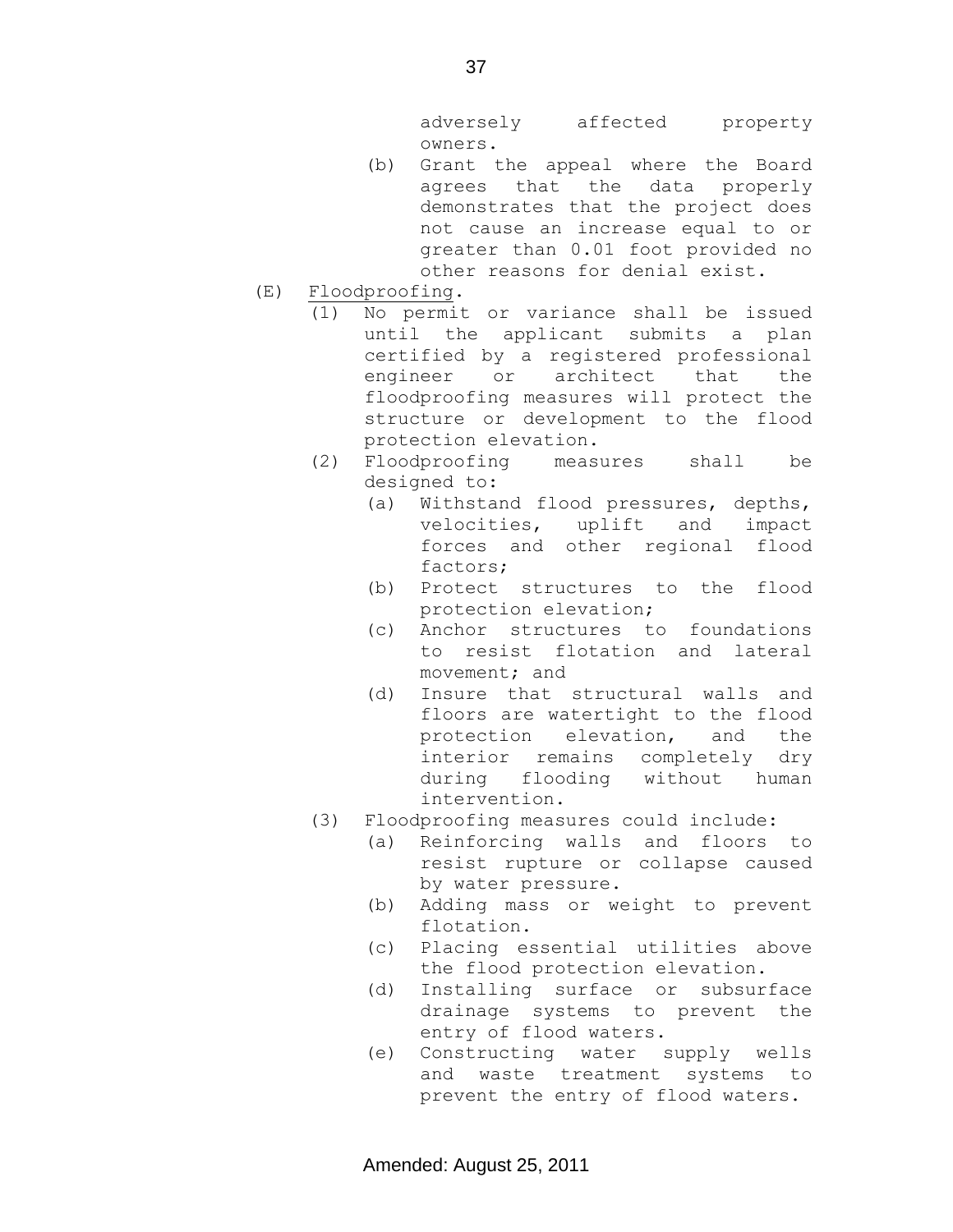adversely affected property owners.

(b) Grant the appeal where the Board agrees that the data properly demonstrates that the project does not cause an increase equal to or greater than 0.01 foot provided no other reasons for denial exist.

(E) Floodproofing.

(1) No permit or variance shall be issued until the applicant submits a plan certified by a registered professional engineer or architect that the floodproofing measures will protect the structure or development to the flood protection elevation.

(2) Floodproofing measures shall be designed to:

(a) Withstand flood pressures, depths, velocities, uplift and impact forces and other regional flood factors;

(b) Protect structures to the flood protection elevation;

(c) Anchor structures to foundations to resist flotation and lateral movement; and

(d) Insure that structural walls and floors are watertight to the flood protection elevation, and the interior remains completely dry during flooding without human intervention.

(3) Floodproofing measures could include:

(a) Reinforcing walls and floors to resist rupture or collapse caused by water pressure.

(b) Adding mass or weight to prevent flotation.

(c) Placing essential utilities above the flood protection elevation.

(d) Installing surface or subsurface drainage systems to prevent the entry of flood waters.

(e) Constructing water supply wells and waste treatment systems to prevent the entry of flood waters.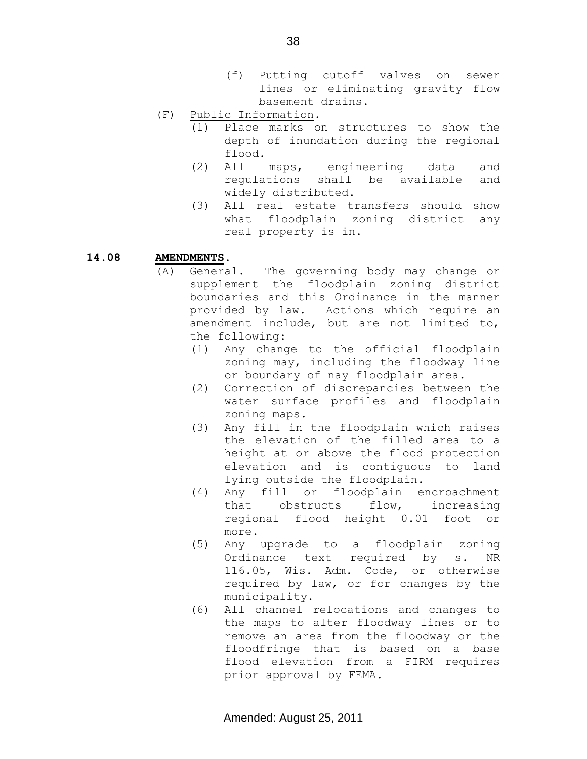(f) Putting cutoff valves on sewer lines or eliminating gravity flow basement drains.

(F) Public Information.

(1) Place marks on structures to show the depth of inundation during the regional flood.

(2) All maps, engineering data and regulations shall be available and widely distributed.

(3) All real estate transfers should show what floodplain zoning district any real property is in.

## 14.08 AMENDMENTS.

(A) General. The governing body may change or supplement the floodplain zoning district boundaries and this Ordinance in the manner provided by law. Actions which require an amendment include, but are not limited to, the following:

(1) Any change to the official floodplain zoning may, including the floodway line or boundary of nay floodplain area.

(2) Correction of discrepancies between the water surface profiles and floodplain zoning maps.

(3) Any fill in the floodplain which raises the elevation of the filled area to a height at or above the flood protection elevation and is contiguous to land lying outside the floodplain.

(4) Any fill or floodplain encroachment that obstructs flow, increasing regional flood height 0.01 foot or more.

(5) Any upgrade to a floodplain zoning Ordinance text required by s. NR 116.05, Wis. Adm. Code, or otherwise required by law, or for changes by the municipality.

(6) All channel relocations and changes to the maps to alter floodway lines or to remove an area from the floodway or the floodfringe that is based on a base flood elevation from a FIRM requires prior approval by FEMA.

Amended: August 25, 2011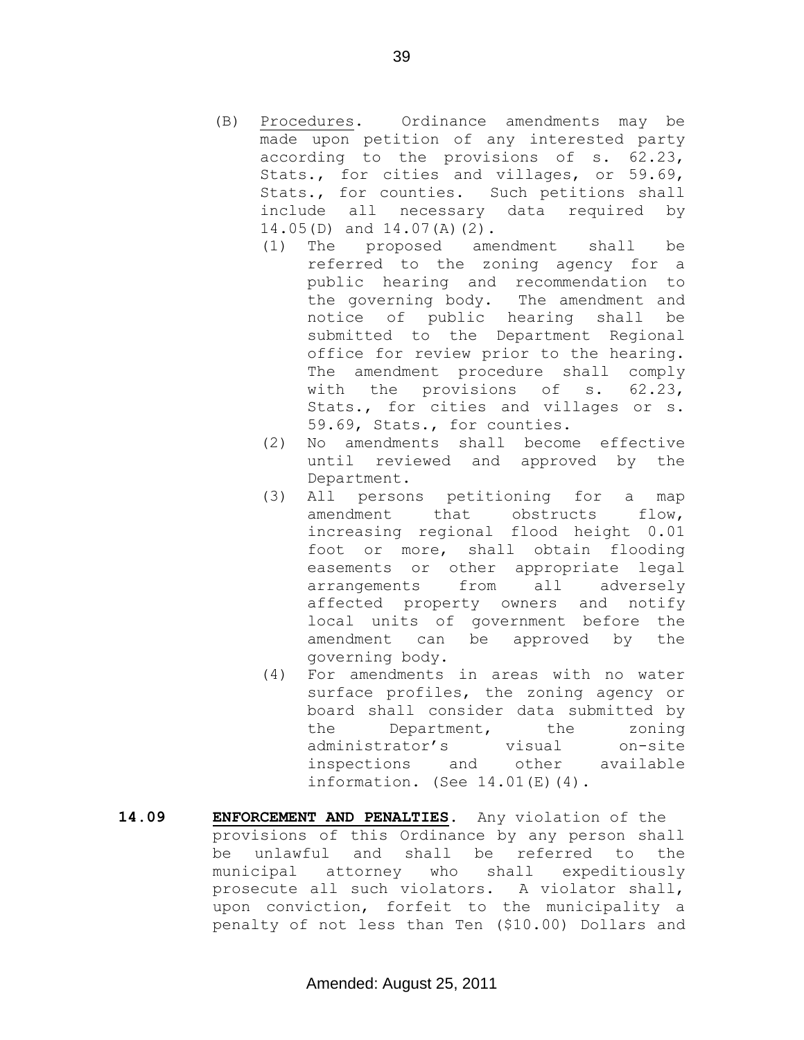(B) Procedures. Ordinance amendments may be made upon petition of any interested party according to the provisions of s. 62.23, Stats., for cities and villages, or 59.69, Stats., for counties. Such petitions shall include all necessary data required by 14.05(D) and 14.07(A)(2).

(1) The proposed amendment shall be referred to the zoning agency for a public hearing and recommendation to the governing body. The amendment and notice of public hearing shall be submitted to the Department Regional office for review prior to the hearing. The amendment procedure shall comply with the provisions of s. 62.23, Stats., for cities and villages or s. 59.69, Stats., for counties.

(2) No amendments shall become effective until reviewed and approved by the Department.

(3) All persons petitioning for a map amendment that obstructs flow, increasing regional flood height 0.01 foot or more, shall obtain flooding easements or other appropriate legal arrangements from all adversely affected property owners and notify local units of government before the amendment can be approved by the governing body.

(4) For amendments in areas with no water surface profiles, the zoning agency or board shall consider data submitted by the Department, the zoning administrator's visual on-site inspections and other available information. (See 14.01(E)(4).

**14.09 ENFORCEMENT AND PENALTIES.** Any violation of the provisions of this Ordinance by any person shall be unlawful and shall be referred to the municipal attorney who shall expeditiously prosecute all such violators. A violator shall, upon conviction, forfeit to the municipality a penalty of not less than Ten ($10.00) Dollars and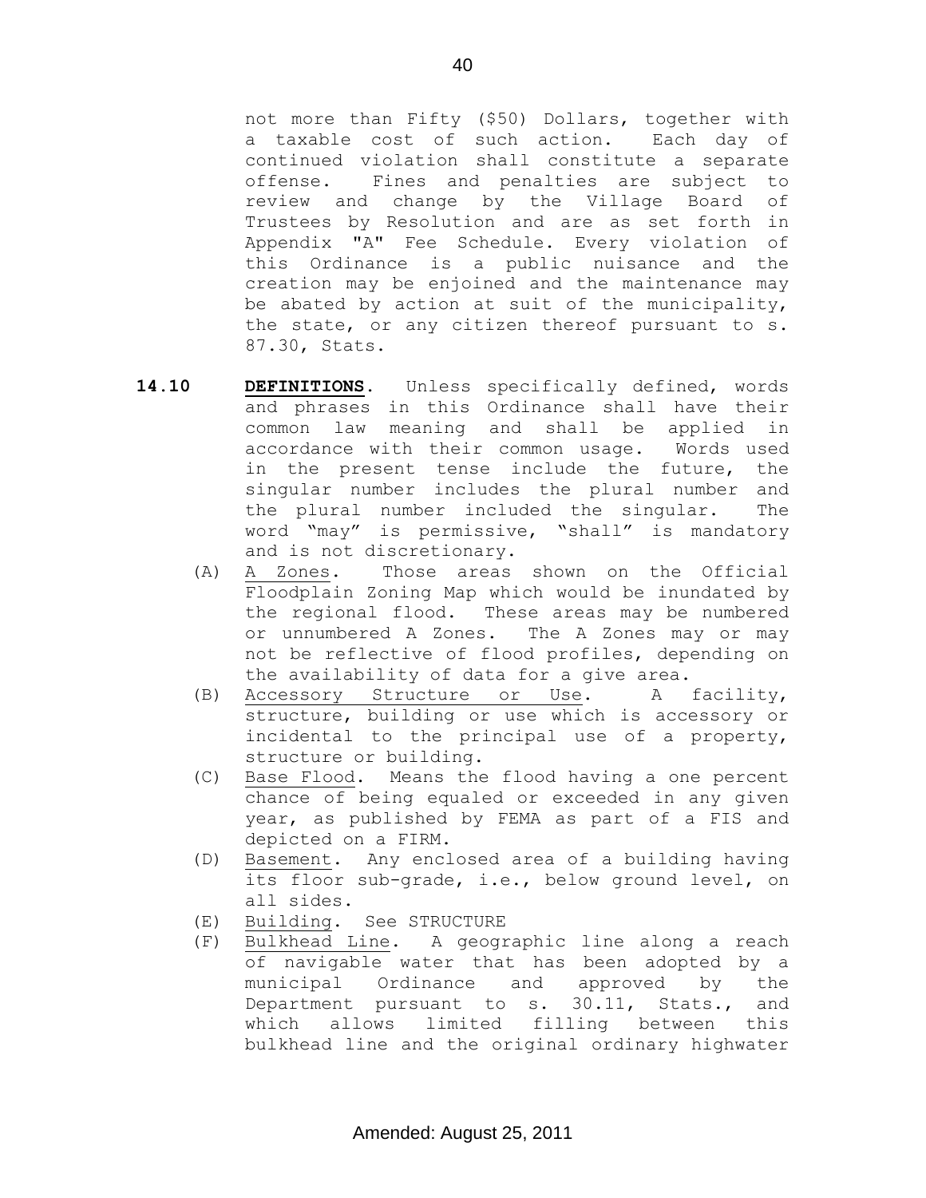not more than Fifty ($50) Dollars, together with a taxable cost of such action. Each day of continued violation shall constitute a separate offense. Fines and penalties are subject to review and change by the Village Board of Trustees by Resolution and are as set forth in Appendix "A" Fee Schedule. Every violation of this Ordinance is a public nuisance and the creation may be enjoined and the maintenance may be abated by action at suit of the municipality, the state, or any citizen thereof pursuant to s. 87.30, Stats.

**14.10 DEFINITIONS.** Unless specifically defined, words and phrases in this Ordinance shall have their common law meaning and shall be applied in accordance with their common usage. Words used in the present tense include the future, the singular number includes the plural number and the plural number included the singular. The word "may" is permissive, "shall" is mandatory and is not discretionary.

(A) A Zones. Those areas shown on the Official Floodplain Zoning Map which would be inundated by the regional flood. These areas may be numbered or unnumbered A Zones. The A Zones may or may not be reflective of flood profiles, depending on the availability of data for a give area.

(B) Accessory Structure or Use. A facility, structure, building or use which is accessory or incidental to the principal use of a property, structure or building.

(C) Base Flood. Means the flood having a one percent chance of being equaled or exceeded in any given year, as published by FEMA as part of a FIS and depicted on a FIRM.

(D) Basement. Any enclosed area of a building having its floor sub-grade, i.e., below ground level, on all sides.

(E) Building. See STRUCTURE

(F) Bulkhead Line. A geographic line along a reach of navigable water that has been adopted by a municipal Ordinance and approved by the Department pursuant to s. 30.11, Stats., and which allows limited filling between this bulkhead line and the original ordinary highwater

Amended: August 25, 2011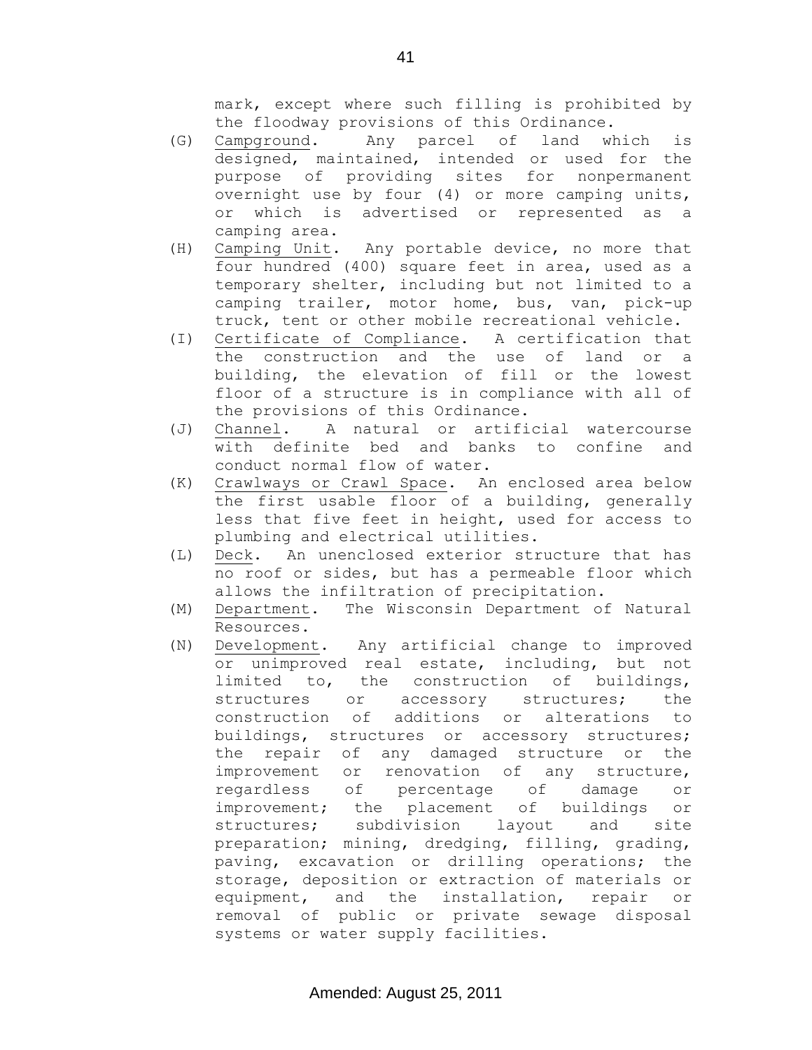mark, except where such filling is prohibited by the floodway provisions of this Ordinance.

(G) Campground. Any parcel of land which is designed, maintained, intended or used for the purpose of providing sites for nonpermanent overnight use by four (4) or more camping units, or which is advertised or represented as a camping area.

(H) Camping Unit. Any portable device, no more that four hundred (400) square feet in area, used as a temporary shelter, including but not limited to a camping trailer, motor home, bus, van, pick-up truck, tent or other mobile recreational vehicle.

(I) Certificate of Compliance. A certification that the construction and the use of land or a building, the elevation of fill or the lowest floor of a structure is in compliance with all of the provisions of this Ordinance.

(J) Channel. A natural or artificial watercourse with definite bed and banks to confine and conduct normal flow of water.

(K) Crawlways or Crawl Space. An enclosed area below the first usable floor of a building, generally less that five feet in height, used for access to plumbing and electrical utilities.

(L) Deck. An unenclosed exterior structure that has no roof or sides, but has a permeable floor which allows the infiltration of precipitation.

(M) Department. The Wisconsin Department of Natural Resources.

(N) Development. Any artificial change to improved or unimproved real estate, including, but not limited to, the construction of buildings, structures or accessory structures; the construction of additions or alterations to buildings, structures or accessory structures; the repair of any damaged structure or the improvement or renovation of any structure, regardless of percentage of damage or improvement; the placement of buildings or structures; subdivision layout and site preparation; mining, dredging, filling, grading, paving, excavation or drilling operations; the storage, deposition or extraction of materials or equipment, and the installation, repair or removal of public or private sewage disposal systems or water supply facilities.

Amended: August 25, 2011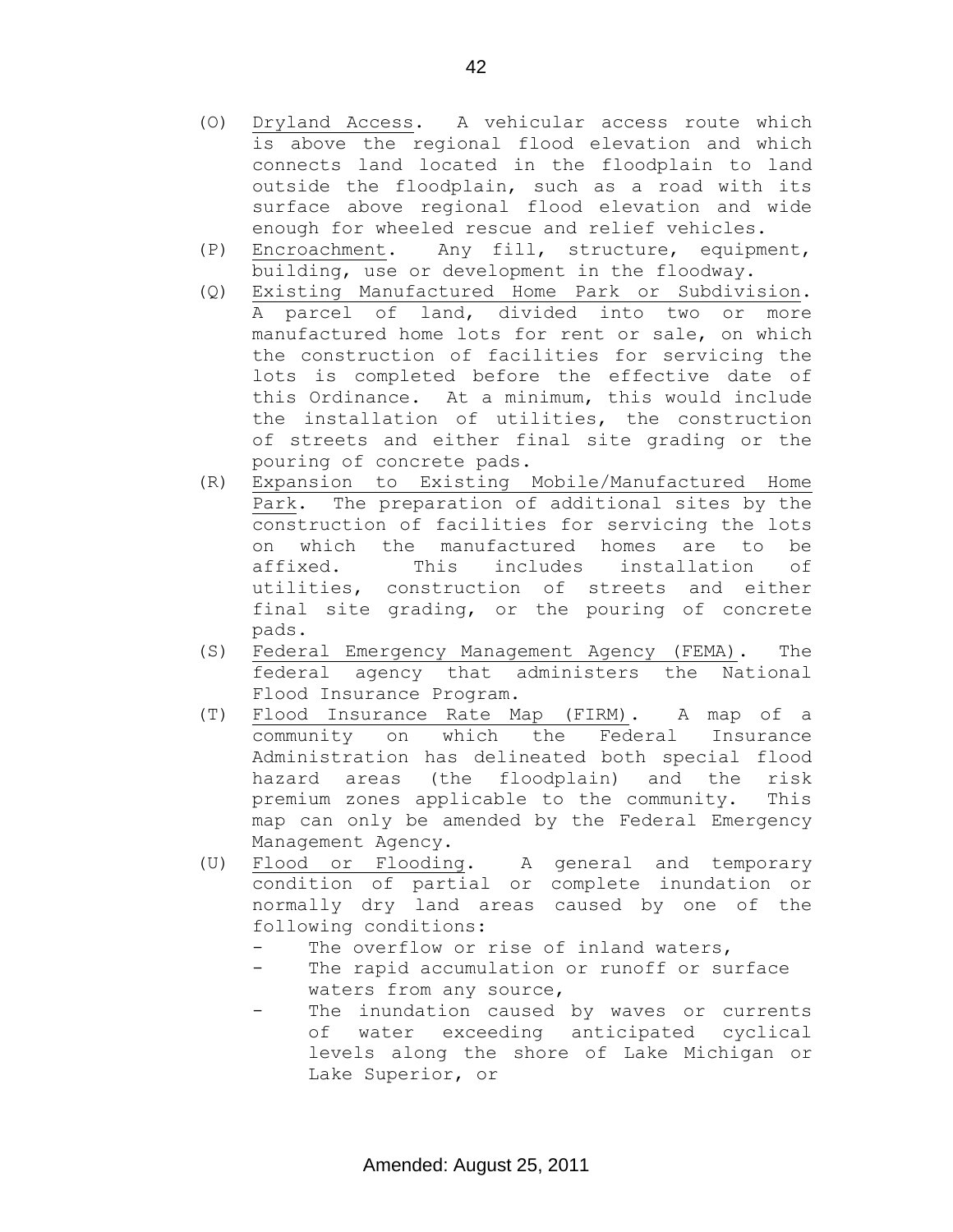(O) Dryland Access. A vehicular access route which is above the regional flood elevation and which connects land located in the floodplain to land outside the floodplain, such as a road with its surface above regional flood elevation and wide enough for wheeled rescue and relief vehicles.

(P) Encroachment. Any fill, structure, equipment, building, use or development in the floodway.

(Q) Existing Manufactured Home Park or Subdivision. A parcel of land, divided into two or more manufactured home lots for rent or sale, on which the construction of facilities for servicing the lots is completed before the effective date of this Ordinance. At a minimum, this would include the installation of utilities, the construction of streets and either final site grading or the pouring of concrete pads.

(R) Expansion to Existing Mobile/Manufactured Home Park. The preparation of additional sites by the construction of facilities for servicing the lots on which the manufactured homes are to be affixed. This includes installation of utilities, construction of streets and either final site grading, or the pouring of concrete pads.

(S) Federal Emergency Management Agency (FEMA). The federal agency that administers the National Flood Insurance Program.

(T) Flood Insurance Rate Map (FIRM). A map of a community on which the Federal Insurance Administration has delineated both special flood hazard areas (the floodplain) and the risk premium zones applicable to the community. This map can only be amended by the Federal Emergency Management Agency.

(U) Flood or Flooding. A general and temporary condition of partial or complete inundation or normally dry land areas caused by one of the following conditions:
   - The overflow or rise of inland waters,
   - The rapid accumulation or runoff or surface waters from any source,
   - The inundation caused by waves or currents of water exceeding anticipated cyclical levels along the shore of Lake Michigan or Lake Superior, or

Amended: August 25, 2011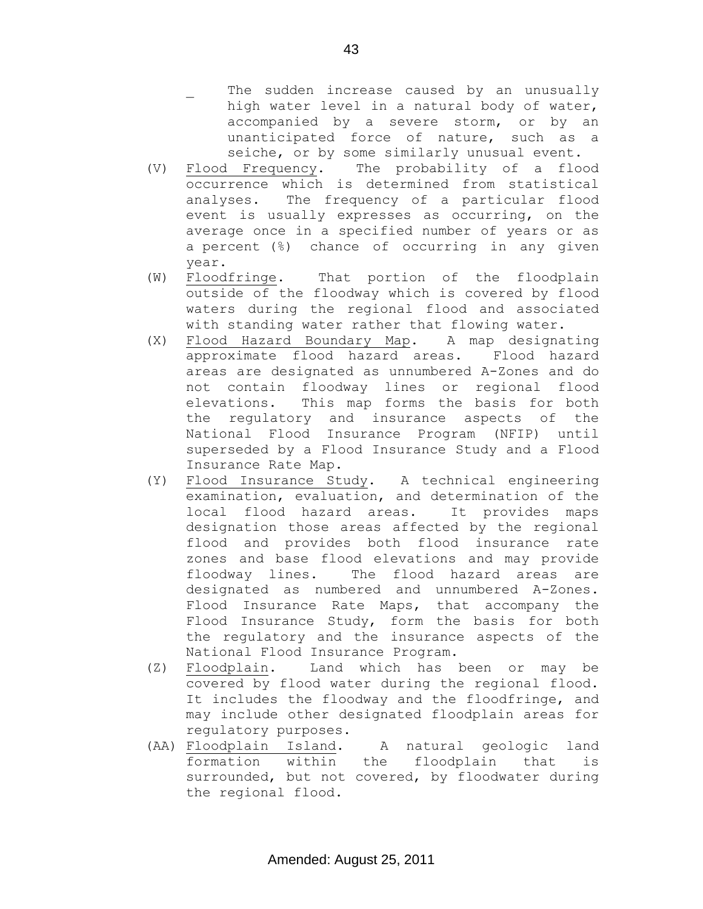- The sudden increase caused by an unusually high water level in a natural body of water, accompanied by a severe storm, or by an unanticipated force of nature, such as a seiche, or by some similarly unusual event.

(V) Flood Frequency. The probability of a flood occurrence which is determined from statistical analyses. The frequency of a particular flood event is usually expresses as occurring, on the average once in a specified number of years or as a percent (%) chance of occurring in any given year.

(W) Floodfringe. That portion of the floodplain outside of the floodway which is covered by flood waters during the regional flood and associated with standing water rather that flowing water.

(X) Flood Hazard Boundary Map. A map designating approximate flood hazard areas. Flood hazard areas are designated as unnumbered A-Zones and do not contain floodway lines or regional flood elevations. This map forms the basis for both the regulatory and insurance aspects of the National Flood Insurance Program (NFIP) until superseded by a Flood Insurance Study and a Flood Insurance Rate Map.

(Y) Flood Insurance Study. A technical engineering examination, evaluation, and determination of the local flood hazard areas. It provides maps designation those areas affected by the regional flood and provides both flood insurance rate zones and base flood elevations and may provide floodway lines. The flood hazard areas are designated as numbered and unnumbered A-Zones. Flood Insurance Rate Maps, that accompany the Flood Insurance Study, form the basis for both the regulatory and the insurance aspects of the National Flood Insurance Program.

(Z) Floodplain. Land which has been or may be covered by flood water during the regional flood. It includes the floodway and the floodfringe, and may include other designated floodplain areas for regulatory purposes.

(AA) Floodplain Island. A natural geologic land formation within the floodplain that is surrounded, but not covered, by floodwater during the regional flood.

Amended: August 25, 2011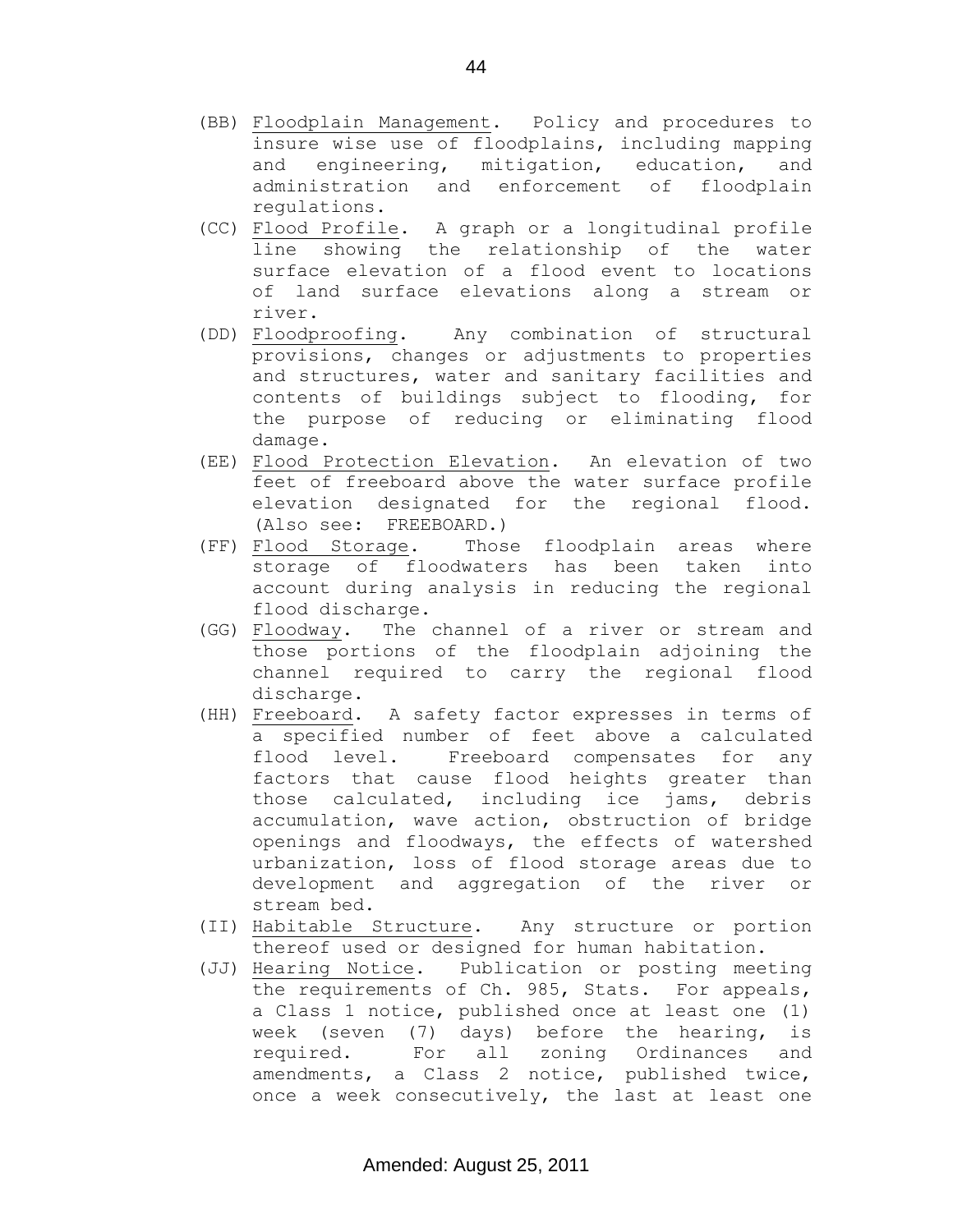(BB) Floodplain Management. Policy and procedures to insure wise use of floodplains, including mapping and engineering, mitigation, education, and administration and enforcement of floodplain regulations.

(CC) Flood Profile. A graph or a longitudinal profile line showing the relationship of the water surface elevation of a flood event to locations of land surface elevations along a stream or river.

(DD) Floodproofing. Any combination of structural provisions, changes or adjustments to properties and structures, water and sanitary facilities and contents of buildings subject to flooding, for the purpose of reducing or eliminating flood damage.

(EE) Flood Protection Elevation. An elevation of two feet of freeboard above the water surface profile elevation designated for the regional flood. (Also see: FREEBOARD.)

(FF) Flood Storage. Those floodplain areas where storage of floodwaters has been taken into account during analysis in reducing the regional flood discharge.

(GG) Floodway. The channel of a river or stream and those portions of the floodplain adjoining the channel required to carry the regional flood discharge.

(HH) Freeboard. A safety factor expresses in terms of a specified number of feet above a calculated flood level. Freeboard compensates for any factors that cause flood heights greater than those calculated, including ice jams, debris accumulation, wave action, obstruction of bridge openings and floodways, the effects of watershed urbanization, loss of flood storage areas due to development and aggregation of the river or stream bed.

(II) Habitable Structure. Any structure or portion thereof used or designed for human habitation.

(JJ) Hearing Notice. Publication or posting meeting the requirements of Ch. 985, Stats. For appeals, a Class 1 notice, published once at least one (1) week (seven (7) days) before the hearing, is required. For all zoning Ordinances and amendments, a Class 2 notice, published twice, once a week consecutively, the last at least one

Amended: August 25, 2011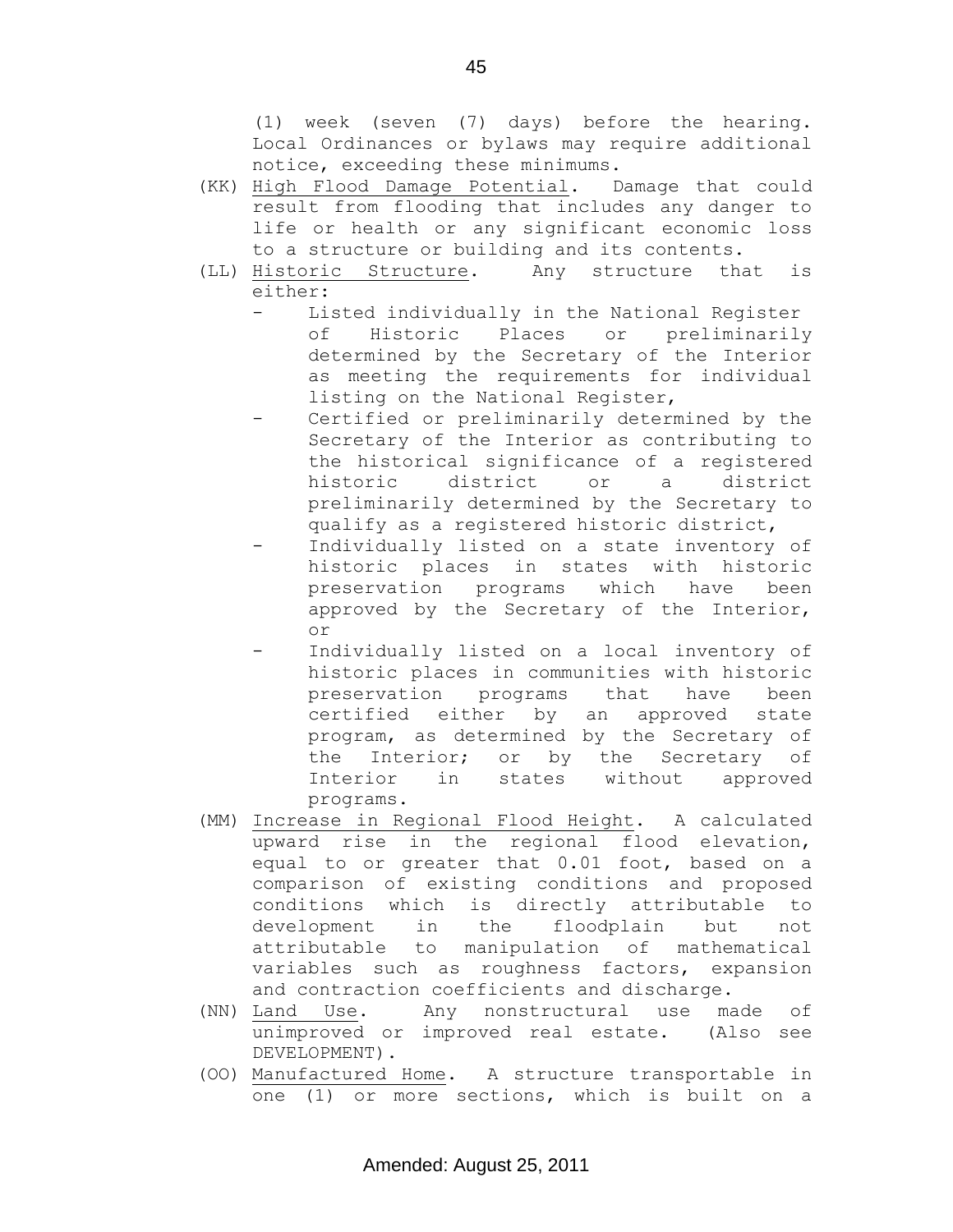(1) week (seven (7) days) before the hearing. Local Ordinances or bylaws may require additional notice, exceeding these minimums.

(KK) High Flood Damage Potential. Damage that could result from flooding that includes any danger to life or health or any significant economic loss to a structure or building and its contents.

(LL) Historic Structure. Any structure that is either:

- Listed individually in the National Register of Historic Places or preliminarily determined by the Secretary of the Interior as meeting the requirements for individual listing on the National Register,
- Certified or preliminarily determined by the Secretary of the Interior as contributing to the historical significance of a registered historic district or a district preliminarily determined by the Secretary to qualify as a registered historic district,
- Individually listed on a state inventory of historic places in states with historic preservation programs which have been approved by the Secretary of the Interior, or
- Individually listed on a local inventory of historic places in communities with historic preservation programs that have been certified either by an approved state program, as determined by the Secretary of the Interior; or by the Secretary of Interior in states without approved programs.

(MM) Increase in Regional Flood Height. A calculated upward rise in the regional flood elevation, equal to or greater that 0.01 foot, based on a comparison of existing conditions and proposed conditions which is directly attributable to development in the floodplain but not attributable to manipulation of mathematical variables such as roughness factors, expansion and contraction coefficients and discharge.

(NN) Land Use. Any nonstructural use made of unimproved or improved real estate. (Also see DEVELOPMENT).

(OO) Manufactured Home. A structure transportable in one (1) or more sections, which is built on a

Amended: August 25, 2011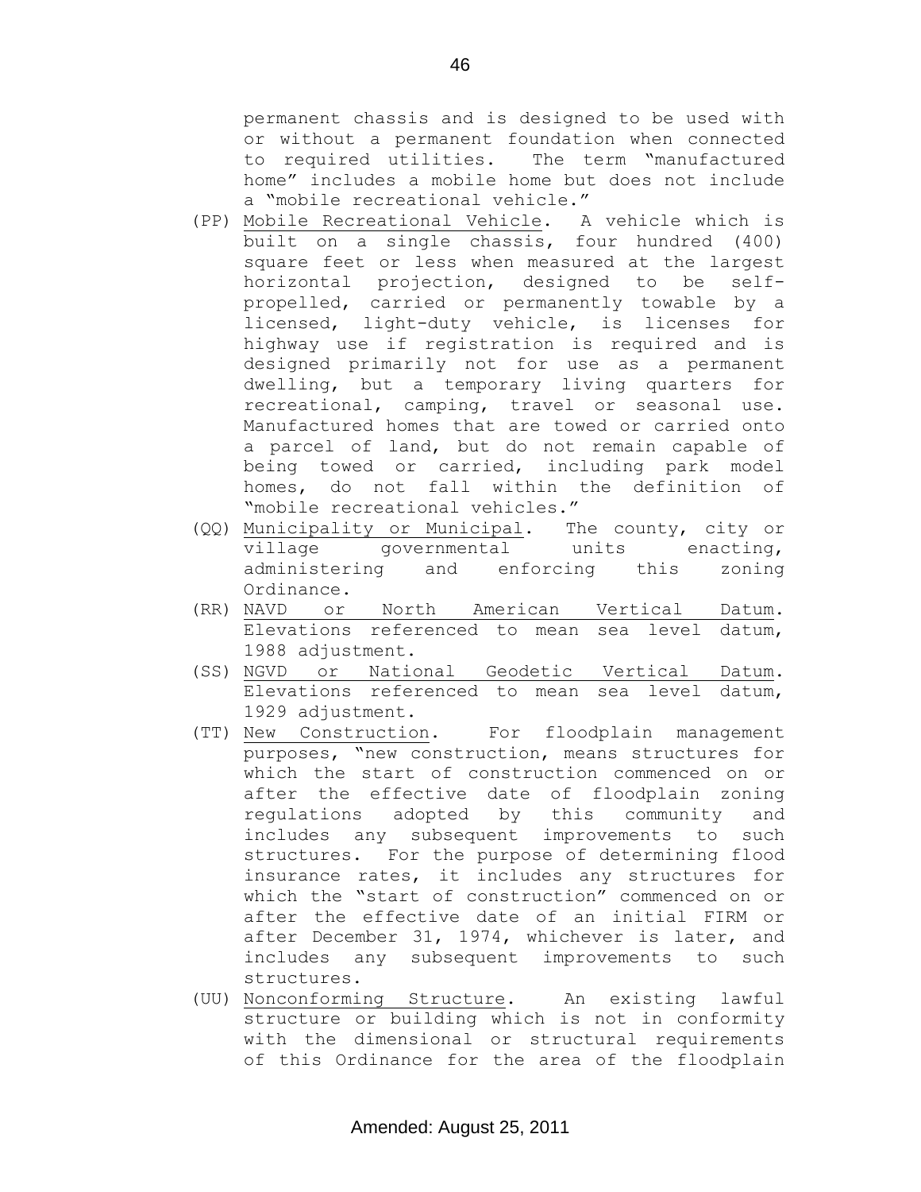permanent chassis and is designed to be used with or without a permanent foundation when connected to required utilities. The term "manufactured home" includes a mobile home but does not include a "mobile recreational vehicle."

(PP) Mobile Recreational Vehicle. A vehicle which is built on a single chassis, four hundred (400) square feet or less when measured at the largest horizontal projection, designed to be self-propelled, carried or permanently towable by a licensed, light-duty vehicle, is licenses for highway use if registration is required and is designed primarily not for use as a permanent dwelling, but a temporary living quarters for recreational, camping, travel or seasonal use. Manufactured homes that are towed or carried onto a parcel of land, but do not remain capable of being towed or carried, including park model homes, do not fall within the definition of "mobile recreational vehicles."

(QQ) Municipality or Municipal. The county, city or village governmental units enacting, administering and enforcing this zoning Ordinance.

(RR) NAVD or North American Vertical Datum. Elevations referenced to mean sea level datum, 1988 adjustment.

(SS) NGVD or National Geodetic Vertical Datum. Elevations referenced to mean sea level datum, 1929 adjustment.

(TT) New Construction. For floodplain management purposes, "new construction, means structures for which the start of construction commenced on or after the effective date of floodplain zoning regulations adopted by this community and includes any subsequent improvements to such structures. For the purpose of determining flood insurance rates, it includes any structures for which the "start of construction" commenced on or after the effective date of an initial FIRM or after December 31, 1974, whichever is later, and includes any subsequent improvements to such structures.

(UU) Nonconforming Structure. An existing lawful structure or building which is not in conformity with the dimensional or structural requirements of this Ordinance for the area of the floodplain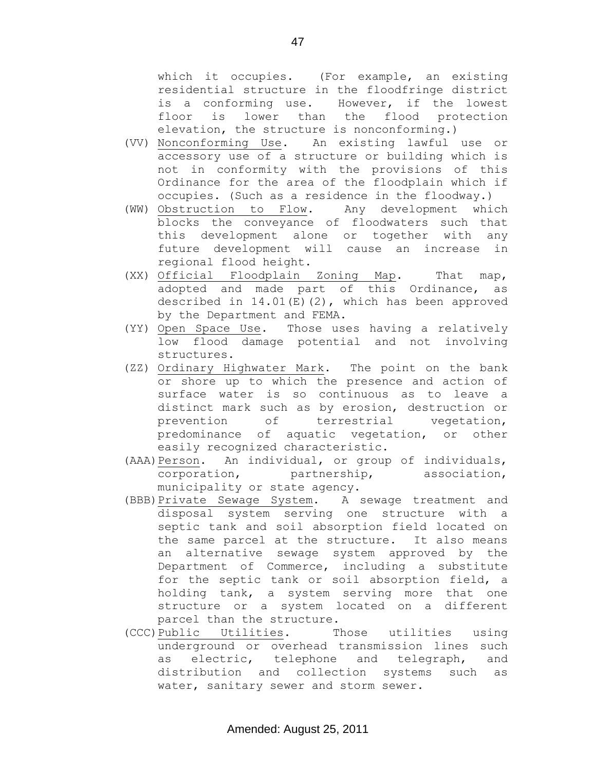which it occupies. (For example, an existing residential structure in the floodfringe district is a conforming use. However, if the lowest floor is lower than the flood protection elevation, the structure is nonconforming.)

(VV) Nonconforming Use. An existing lawful use or accessory use of a structure or building which is not in conformity with the provisions of this Ordinance for the area of the floodplain which if occupies. (Such as a residence in the floodway.)

(WW) Obstruction to Flow. Any development which blocks the conveyance of floodwaters such that this development alone or together with any future development will cause an increase in regional flood height.

(XX) Official Floodplain Zoning Map. That map, adopted and made part of this Ordinance, as described in 14.01(E)(2), which has been approved by the Department and FEMA.

(YY) Open Space Use. Those uses having a relatively low flood damage potential and not involving structures.

(ZZ) Ordinary Highwater Mark. The point on the bank or shore up to which the presence and action of surface water is so continuous as to leave a distinct mark such as by erosion, destruction or prevention of terrestrial vegetation, predominance of aquatic vegetation, or other easily recognized characteristic.

(AAA) Person. An individual, or group of individuals, corporation, partnership, association, municipality or state agency.

(BBB) Private Sewage System. A sewage treatment and disposal system serving one structure with a septic tank and soil absorption field located on the same parcel at the structure. It also means an alternative sewage system approved by the Department of Commerce, including a substitute for the septic tank or soil absorption field, a holding tank, a system serving more that one structure or a system located on a different parcel than the structure.

(CCC) Public Utilities. Those utilities using underground or overhead transmission lines such as electric, telephone and telegraph, and distribution and collection systems such as water, sanitary sewer and storm sewer.

Amended: August 25, 2011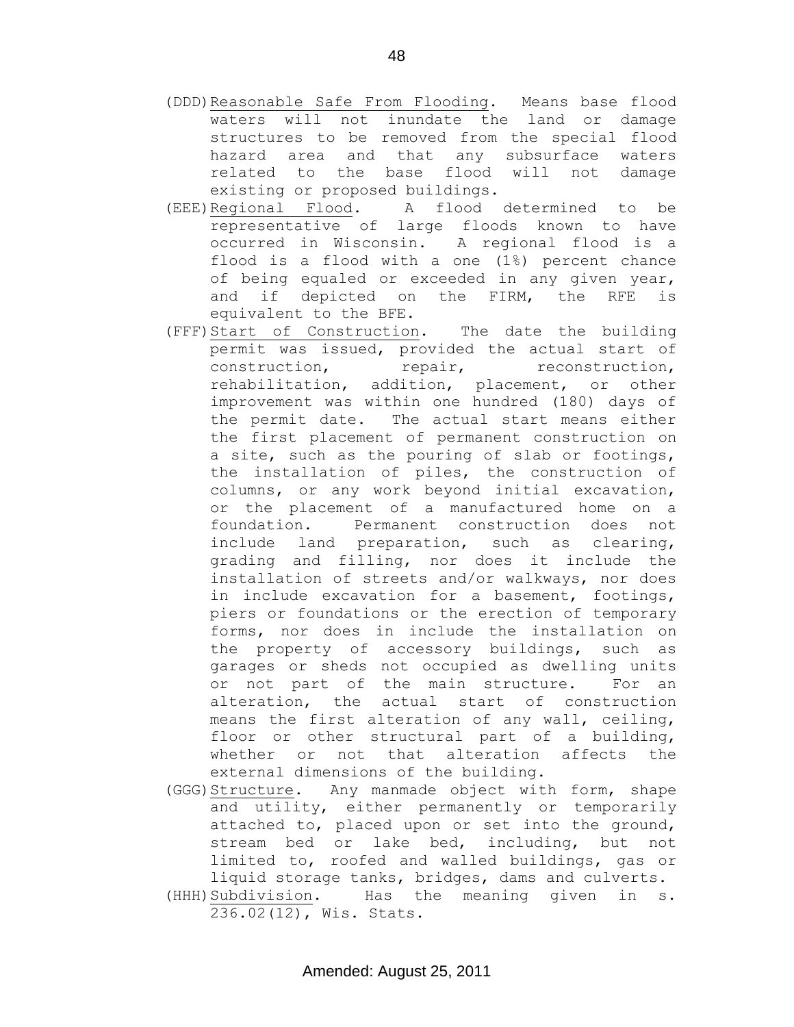(DDD) Reasonable Safe From Flooding. Means base flood waters will not inundate the land or damage structures to be removed from the special flood hazard area and that any subsurface waters related to the base flood will not damage existing or proposed buildings.

(EEE) Regional Flood. A flood determined to be representative of large floods known to have occurred in Wisconsin. A regional flood is a flood is a flood with a one (1%) percent chance of being equaled or exceeded in any given year, and if depicted on the FIRM, the RFE is equivalent to the BFE.

(FFF) Start of Construction. The date the building permit was issued, provided the actual start of construction, repair, reconstruction, rehabilitation, addition, placement, or other improvement was within one hundred (180) days of the permit date. The actual start means either the first placement of permanent construction on a site, such as the pouring of slab or footings, the installation of piles, the construction of columns, or any work beyond initial excavation, or the placement of a manufactured home on a foundation. Permanent construction does not include land preparation, such as clearing, grading and filling, nor does it include the installation of streets and/or walkways, nor does in include excavation for a basement, footings, piers or foundations or the erection of temporary forms, nor does in include the installation on the property of accessory buildings, such as garages or sheds not occupied as dwelling units or not part of the main structure. For an alteration, the actual start of construction means the first alteration of any wall, ceiling, floor or other structural part of a building, whether or not that alteration affects the external dimensions of the building.

(GGG) Structure. Any manmade object with form, shape and utility, either permanently or temporarily attached to, placed upon or set into the ground, stream bed or lake bed, including, but not limited to, roofed and walled buildings, gas or liquid storage tanks, bridges, dams and culverts.

(HHH) Subdivision. Has the meaning given in s. 236.02(12), Wis. Stats.

Amended: August 25, 2011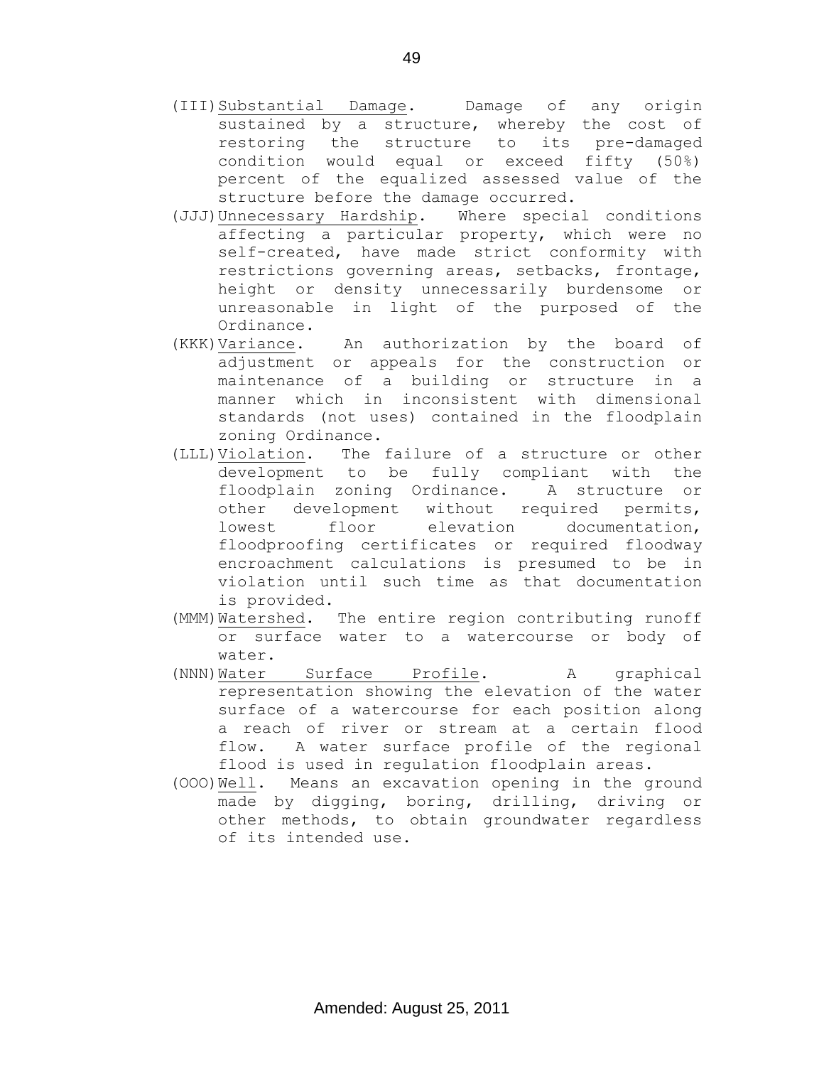(III) Substantial Damage. Damage of any origin sustained by a structure, whereby the cost of restoring the structure to its pre-damaged condition would equal or exceed fifty (50%) percent of the equalized assessed value of the structure before the damage occurred.

(JJJ) Unnecessary Hardship. Where special conditions affecting a particular property, which were no self-created, have made strict conformity with restrictions governing areas, setbacks, frontage, height or density unnecessarily burdensome or unreasonable in light of the purposed of the Ordinance.

(KKK) Variance. An authorization by the board of adjustment or appeals for the construction or maintenance of a building or structure in a manner which in inconsistent with dimensional standards (not uses) contained in the floodplain zoning Ordinance.

(LLL) Violation. The failure of a structure or other development to be fully compliant with the floodplain zoning Ordinance. A structure or other development without required permits, lowest floor elevation documentation, floodproofing certificates or required floodway encroachment calculations is presumed to be in violation until such time as that documentation is provided.

(MMM) Watershed. The entire region contributing runoff or surface water to a watercourse or body of water.

(NNN) Water Surface Profile. A graphical representation showing the elevation of the water surface of a watercourse for each position along a reach of river or stream at a certain flood flow. A water surface profile of the regional flood is used in regulation floodplain areas.

(OOO) Well. Means an excavation opening in the ground made by digging, boring, drilling, driving or other methods, to obtain groundwater regardless of its intended use.

Amended: August 25, 2011